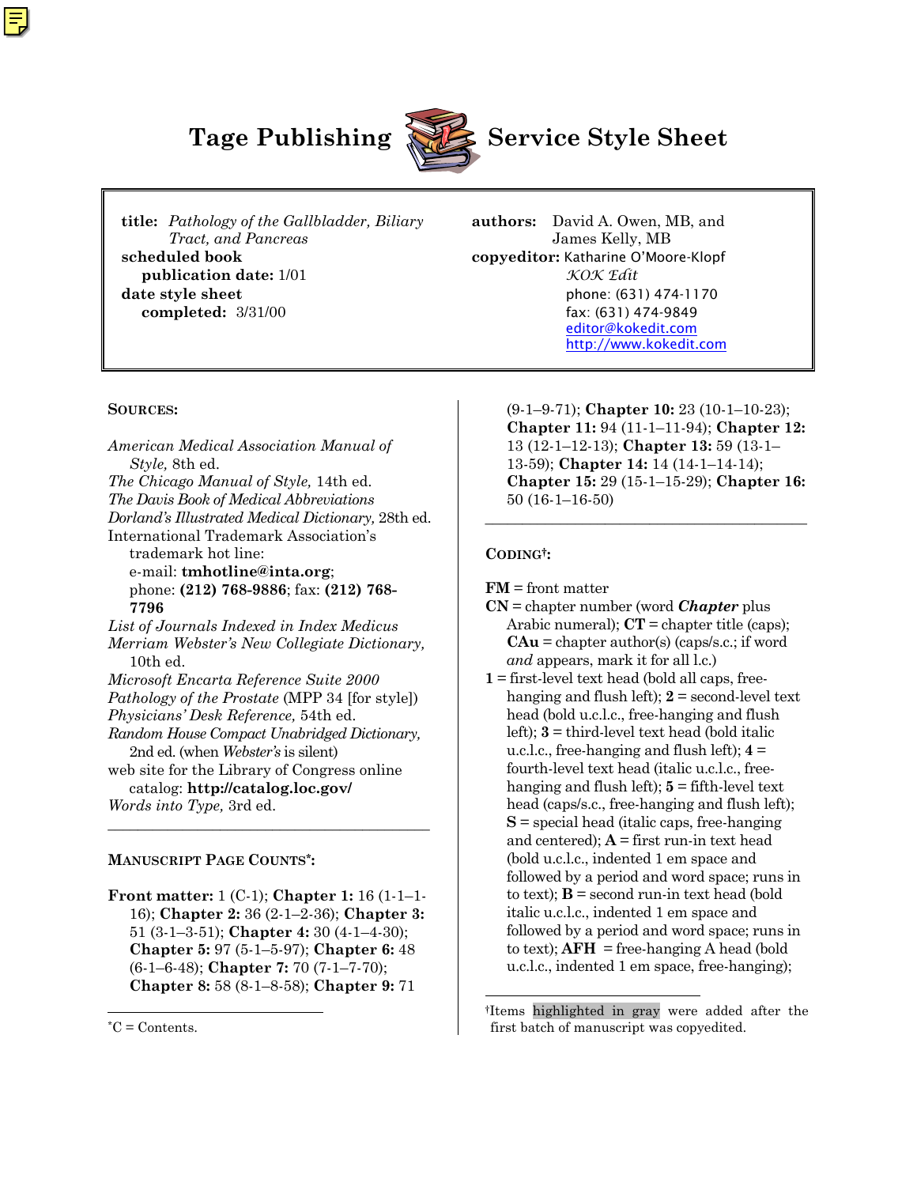# Tage Publishing Service Style Sheet

**title:** *Pathology of the Gallbladder, Biliary Tract, and Pancreas*
**scheduled book publication date:** 1/01
**date style sheet completed:** 3/31/00

**authors:** David A. Owen, MB, and James Kelly, MB
**copyeditor:** Katharine O'Moore-Klopf
*KOK Edit*
phone: (631) 474-1170
fax: (631) 474-9849
editor@kokedit.com
http://www.kokedit.com

## Sources:

*American Medical Association Manual of Style,* 8th ed.
*The Chicago Manual of Style,* 14th ed.
*The Davis Book of Medical Abbreviations*
*Dorland's Illustrated Medical Dictionary,* 28th ed.
International Trademark Association's trademark hot line:
e-mail: **tmhotline@inta.org**;
phone: **(212) 768-9886**; fax: **(212) 768-7796**
*List of Journals Indexed in Index Medicus*
*Merriam Webster's New Collegiate Dictionary,* 10th ed.
*Microsoft Encarta Reference Suite 2000*
*Pathology of the Prostate* (MPP 34 [for style])
*Physicians' Desk Reference,* 54th ed.
*Random House Compact Unabridged Dictionary,* 2nd ed. (when *Webster's* is silent)
web site for the Library of Congress online catalog: **http://catalog.loc.gov/**
*Words into Type,* 3rd ed.

## Manuscript Page Counts*:

**Front matter:** 1 (C-1); **Chapter 1:** 16 (1-1–1-16); **Chapter 2:** 36 (2-1–2-36); **Chapter 3:** 51 (3-1–3-51); **Chapter 4:** 30 (4-1–4-30); **Chapter 5:** 97 (5-1–5-97); **Chapter 6:** 48 (6-1–6-48); **Chapter 7:** 70 (7-1–7-70); **Chapter 8:** 58 (8-1–8-58); **Chapter 9:** 71 (9-1–9-71); **Chapter 10:** 23 (10-1–10-23); **Chapter 11:** 94 (11-1–11-94); **Chapter 12:** 13 (12-1–12-13); **Chapter 13:** 59 (13-1–13-59); **Chapter 14:** 14 (14-1–14-14); **Chapter 15:** 29 (15-1–15-29); **Chapter 16:** 50 (16-1–16-50)

*C = Contents.

## Coding†:

**FM** = front matter
**CN** = chapter number (word ***Chapter*** plus Arabic numeral); **CT** = chapter title (caps); **CAu** = chapter author(s) (caps/s.c.; if word *and* appears, mark it for all l.c.)
**1** = first-level text head (bold all caps, free-hanging and flush left); **2** = second-level text head (bold u.c.l.c., free-hanging and flush left); **3** = third-level text head (bold italic u.c.l.c., free-hanging and flush left); **4** = fourth-level text head (italic u.c.l.c., free-hanging and flush left); **5** = fifth-level text head (caps/s.c., free-hanging and flush left); **S** = special head (italic caps, free-hanging and centered); **A** = first run-in text head (bold u.c.l.c., indented 1 em space and followed by a period and word space; runs in to text); **B** = second run-in text head (bold italic u.c.l.c., indented 1 em space and followed by a period and word space; runs in to text); **AFH** = free-hanging A head (bold u.c.l.c., indented 1 em space, free-hanging);

†Items highlighted in gray were added after the first batch of manuscript was copyedited.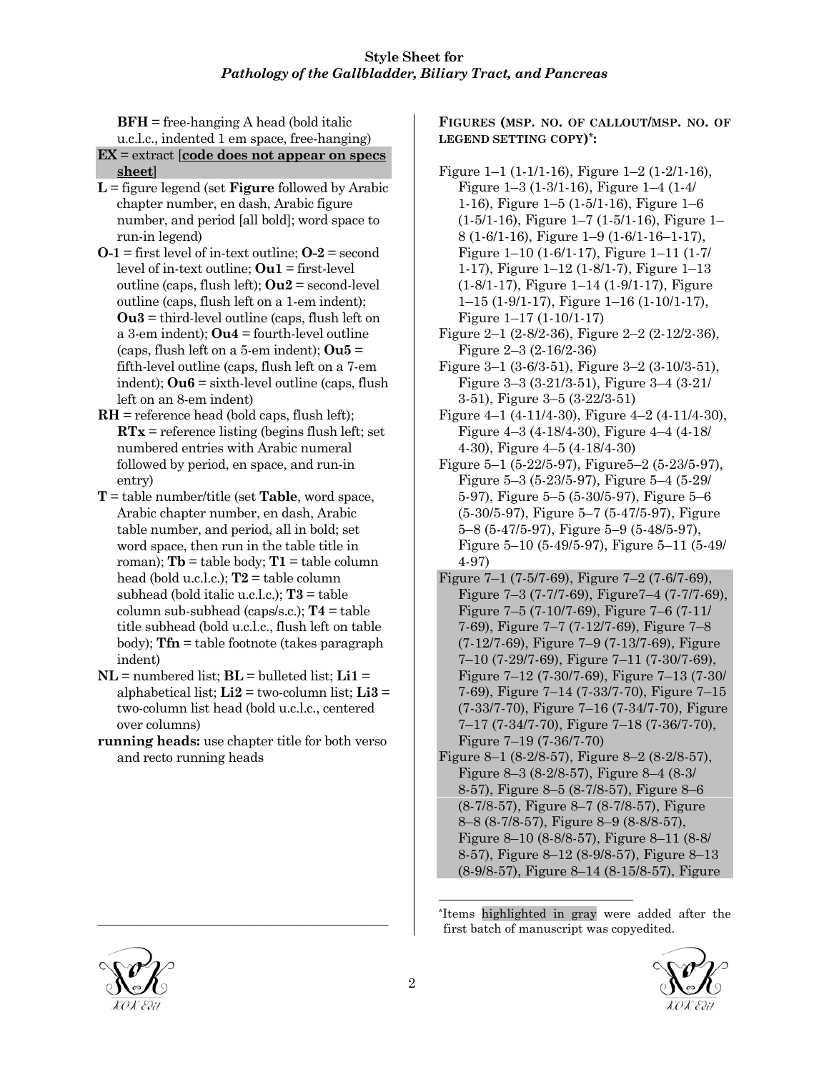**BFH** = free-hanging A head (bold italic u.c.l.c., indented 1 em space, free-hanging)

**EX** = extract [**code does not appear on specs sheet**]

**L** = figure legend (set **Figure** followed by Arabic chapter number, en dash, Arabic figure number, and period [all bold]; word space to run-in legend)

**O-1** = first level of in-text outline; **O-2** = second level of in-text outline; **Ou1** = first-level outline (caps, flush left); **Ou2** = second-level outline (caps, flush left on a 1-em indent); **Ou3** = third-level outline (caps, flush left on a 3-em indent); **Ou4** = fourth-level outline (caps, flush left on a 5-em indent); **Ou5** = fifth-level outline (caps, flush left on a 7-em indent); **Ou6** = sixth-level outline (caps, flush left on an 8-em indent)

**RH** = reference head (bold caps, flush left); **RTx** = reference listing (begins flush left; set numbered entries with Arabic numeral followed by period, en space, and run-in entry)

**T** = table number/title (set **Table**, word space, Arabic chapter number, en dash, Arabic table number, and period, all in bold; set word space, then run in the table title in roman); **Tb** = table body; **T1** = table column head (bold u.c.l.c.); **T2** = table column subhead (bold italic u.c.l.c.); **T3** = table column sub-subhead (caps/s.c.); **T4** = table title subhead (bold u.c.l.c., flush left on table body); **Tfn** = table footnote (takes paragraph indent)

**NL** = numbered list; **BL** = bulleted list; **Li1** = alphabetical list; **Li2** = two-column list; **Li3** = two-column list head (bold u.c.l.c., centered over columns)

**running heads:** use chapter title for both verso and recto running heads

**FIGURES (MSP. NO. OF CALLOUT/MSP. NO. OF LEGEND SETTING COPY)*:**

Figure 1–1 (1-1/1-16), Figure 1–2 (1-2/1-16), Figure 1–3 (1-3/1-16), Figure 1–4 (1-4/1-16), Figure 1–5 (1-5/1-16), Figure 1–6 (1-5/1-16), Figure 1–7 (1-5/1-16), Figure 1–8 (1-6/1-16), Figure 1–9 (1-6/1-16–1-17), Figure 1–10 (1-6/1-17), Figure 1–11 (1-7/1-17), Figure 1–12 (1-8/1-7), Figure 1–13 (1-8/1-17), Figure 1–14 (1-9/1-17), Figure 1–15 (1-9/1-17), Figure 1–16 (1-10/1-17), Figure 1–17 (1-10/1-17)

Figure 2–1 (2-8/2-36), Figure 2–2 (2-12/2-36), Figure 2–3 (2-16/2-36)

Figure 3–1 (3-6/3-51), Figure 3–2 (3-10/3-51), Figure 3–3 (3-21/3-51), Figure 3–4 (3-21/3-51), Figure 3–5 (3-22/3-51)

Figure 4–1 (4-11/4-30), Figure 4–2 (4-11/4-30), Figure 4–3 (4-18/4-30), Figure 4–4 (4-18/4-30), Figure 4–5 (4-18/4-30)

Figure 5–1 (5-22/5-97), Figure5–2 (5-23/5-97), Figure 5–3 (5-23/5-97), Figure 5–4 (5-29/5-97), Figure 5–5 (5-30/5-97), Figure 5–6 (5-30/5-97), Figure 5–7 (5-47/5-97), Figure 5–8 (5-47/5-97), Figure 5–9 (5-48/5-97), Figure 5–10 (5-49/5-97), Figure 5–11 (5-49/4-97)

Figure 7–1 (7-5/7-69), Figure 7–2 (7-6/7-69), Figure 7–3 (7-7/7-69), Figure7–4 (7-7/7-69), Figure 7–5 (7-10/7-69), Figure 7–6 (7-11/7-69), Figure 7–7 (7-12/7-69), Figure 7–8 (7-12/7-69), Figure 7–9 (7-13/7-69), Figure 7–10 (7-29/7-69), Figure 7–11 (7-30/7-69), Figure 7–12 (7-30/7-69), Figure 7–13 (7-30/7-69), Figure 7–14 (7-33/7-70), Figure 7–15 (7-33/7-70), Figure 7–16 (7-34/7-70), Figure 7–17 (7-34/7-70), Figure 7–18 (7-36/7-70), Figure 7–19 (7-36/7-70)

Figure 8–1 (8-2/8-57), Figure 8–2 (8-2/8-57), Figure 8–3 (8-2/8-57), Figure 8–4 (8-3/8-57), Figure 8–5 (8-7/8-57), Figure 8–6 (8-7/8-57), Figure 8–7 (8-7/8-57), Figure 8–8 (8-7/8-57), Figure 8–9 (8-8/8-57), Figure 8–10 (8-8/8-57), Figure 8–11 (8-8/8-57), Figure 8–12 (8-9/8-57), Figure 8–13 (8-9/8-57), Figure 8–14 (8-15/8-57), Figure

*Items highlighted in gray were added after the first batch of manuscript was copyedited.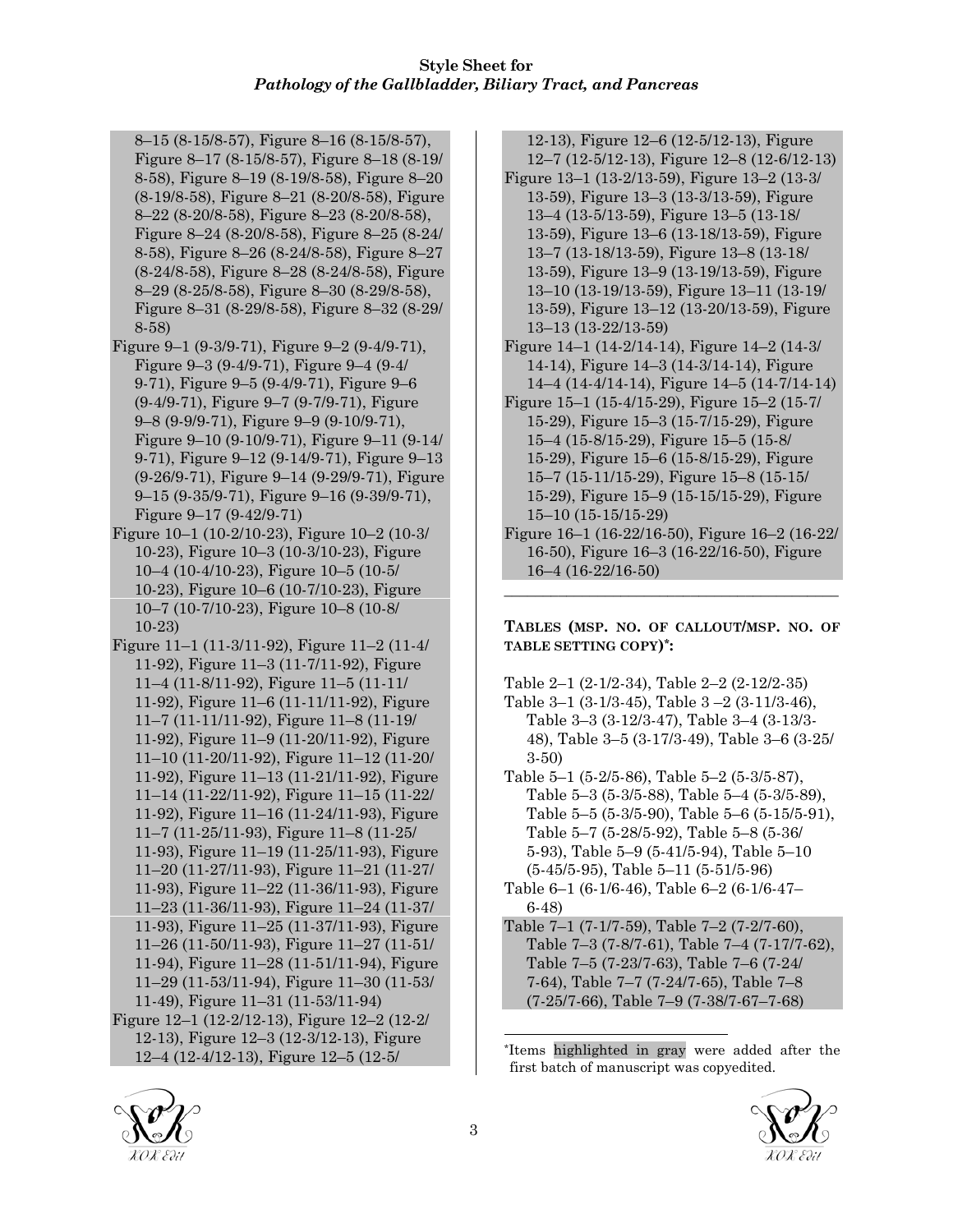8–15 (8-15/8-57), Figure 8–16 (8-15/8-57), Figure 8–17 (8-15/8-57), Figure 8–18 (8-19/8-58), Figure 8–19 (8-19/8-58), Figure 8–20 (8-19/8-58), Figure 8–21 (8-20/8-58), Figure 8–22 (8-20/8-58), Figure 8–23 (8-20/8-58), Figure 8–24 (8-20/8-58), Figure 8–25 (8-24/8-58), Figure 8–26 (8-24/8-58), Figure 8–27 (8-24/8-58), Figure 8–28 (8-24/8-58), Figure 8–29 (8-25/8-58), Figure 8–30 (8-29/8-58), Figure 8–31 (8-29/8-58), Figure 8–32 (8-29/8-58)

Figure 9–1 (9-3/9-71), Figure 9–2 (9-4/9-71), Figure 9–3 (9-4/9-71), Figure 9–4 (9-4/9-71), Figure 9–5 (9-4/9-71), Figure 9–6 (9-4/9-71), Figure 9–7 (9-7/9-71), Figure 9–8 (9-9/9-71), Figure 9–9 (9-10/9-71), Figure 9–10 (9-10/9-71), Figure 9–11 (9-14/9-71), Figure 9–12 (9-14/9-71), Figure 9–13 (9-26/9-71), Figure 9–14 (9-29/9-71), Figure 9–15 (9-35/9-71), Figure 9–16 (9-39/9-71), Figure 9–17 (9-42/9-71)

Figure 10–1 (10-2/10-23), Figure 10–2 (10-3/10-23), Figure 10–3 (10-3/10-23), Figure 10–4 (10-4/10-23), Figure 10–5 (10-5/10-23), Figure 10–6 (10-7/10-23), Figure 10–7 (10-7/10-23), Figure 10–8 (10-8/10-23)

Figure 11–1 (11-3/11-92), Figure 11–2 (11-4/11-92), Figure 11–3 (11-7/11-92), Figure 11–4 (11-8/11-92), Figure 11–5 (11-11/11-92), Figure 11–6 (11-11/11-92), Figure 11–7 (11-11/11-92), Figure 11–8 (11-19/11-92), Figure 11–9 (11-20/11-92), Figure 11–10 (11-20/11-92), Figure 11–12 (11-20/11-92), Figure 11–13 (11-21/11-92), Figure 11–14 (11-22/11-92), Figure 11–15 (11-22/11-92), Figure 11–16 (11-24/11-93), Figure 11–7 (11-25/11-93), Figure 11–8 (11-25/11-93), Figure 11–19 (11-25/11-93), Figure 11–20 (11-27/11-93), Figure 11–21 (11-27/11-93), Figure 11–22 (11-36/11-93), Figure 11–23 (11-36/11-93), Figure 11–24 (11-37/11-93), Figure 11–25 (11-37/11-93), Figure 11–26 (11-50/11-93), Figure 11–27 (11-51/11-94), Figure 11–28 (11-51/11-94), Figure 11–29 (11-53/11-94), Figure 11–30 (11-53/11-49), Figure 11–31 (11-53/11-94)

Figure 12–1 (12-2/12-13), Figure 12–2 (12-2/12-13), Figure 12–3 (12-3/12-13), Figure 12–4 (12-4/12-13), Figure 12–5 (12-5/12-13), Figure 12–6 (12-5/12-13), Figure 12–7 (12-5/12-13), Figure 12–8 (12-6/12-13)

Figure 13–1 (13-2/13-59), Figure 13–2 (13-3/13-59), Figure 13–3 (13-3/13-59), Figure 13–4 (13-5/13-59), Figure 13–5 (13-18/13-59), Figure 13–6 (13-18/13-59), Figure 13–7 (13-18/13-59), Figure 13–8 (13-18/13-59), Figure 13–9 (13-19/13-59), Figure 13–10 (13-19/13-59), Figure 13–11 (13-19/13-59), Figure 13–12 (13-20/13-59), Figure 13–13 (13-22/13-59)

Figure 14–1 (14-2/14-14), Figure 14–2 (14-3/14-14), Figure 14–3 (14-3/14-14), Figure 14–4 (14-4/14-14), Figure 14–5 (14-7/14-14)

Figure 15–1 (15-4/15-29), Figure 15–2 (15-7/15-29), Figure 15–3 (15-7/15-29), Figure 15–4 (15-8/15-29), Figure 15–5 (15-8/15-29), Figure 15–6 (15-8/15-29), Figure 15–7 (15-11/15-29), Figure 15–8 (15-15/15-29), Figure 15–9 (15-15/15-29), Figure 15–10 (15-15/15-29)

Figure 16–1 (16-22/16-50), Figure 16–2 (16-22/16-50), Figure 16–3 (16-22/16-50), Figure 16–4 (16-22/16-50)

---

**TABLES (MSP. NO. OF CALLOUT/MSP. NO. OF TABLE SETTING COPY)*:**

Table 2–1 (2-1/2-34), Table 2–2 (2-12/2-35)

Table 3–1 (3-1/3-45), Table 3 –2 (3-11/3-46), Table 3–3 (3-12/3-47), Table 3–4 (3-13/3-48), Table 3–5 (3-17/3-49), Table 3–6 (3-25/3-50)

Table 5–1 (5-2/5-86), Table 5–2 (5-3/5-87), Table 5–3 (5-3/5-88), Table 5–4 (5-3/5-89), Table 5–5 (5-3/5-90), Table 5–6 (5-15/5-91), Table 5–7 (5-28/5-92), Table 5–8 (5-36/5-93), Table 5–9 (5-41/5-94), Table 5–10 (5-45/5-95), Table 5–11 (5-51/5-96)

Table 6–1 (6-1/6-46), Table 6–2 (6-1/6-47–6-48)

Table 7–1 (7-1/7-59), Table 7–2 (7-2/7-60), Table 7–3 (7-8/7-61), Table 7–4 (7-17/7-62), Table 7–5 (7-23/7-63), Table 7–6 (7-24/7-64), Table 7–7 (7-24/7-65), Table 7–8 (7-25/7-66), Table 7–9 (7-38/7-67–7-68)

*Items highlighted in gray were added after the first batch of manuscript was copyedited.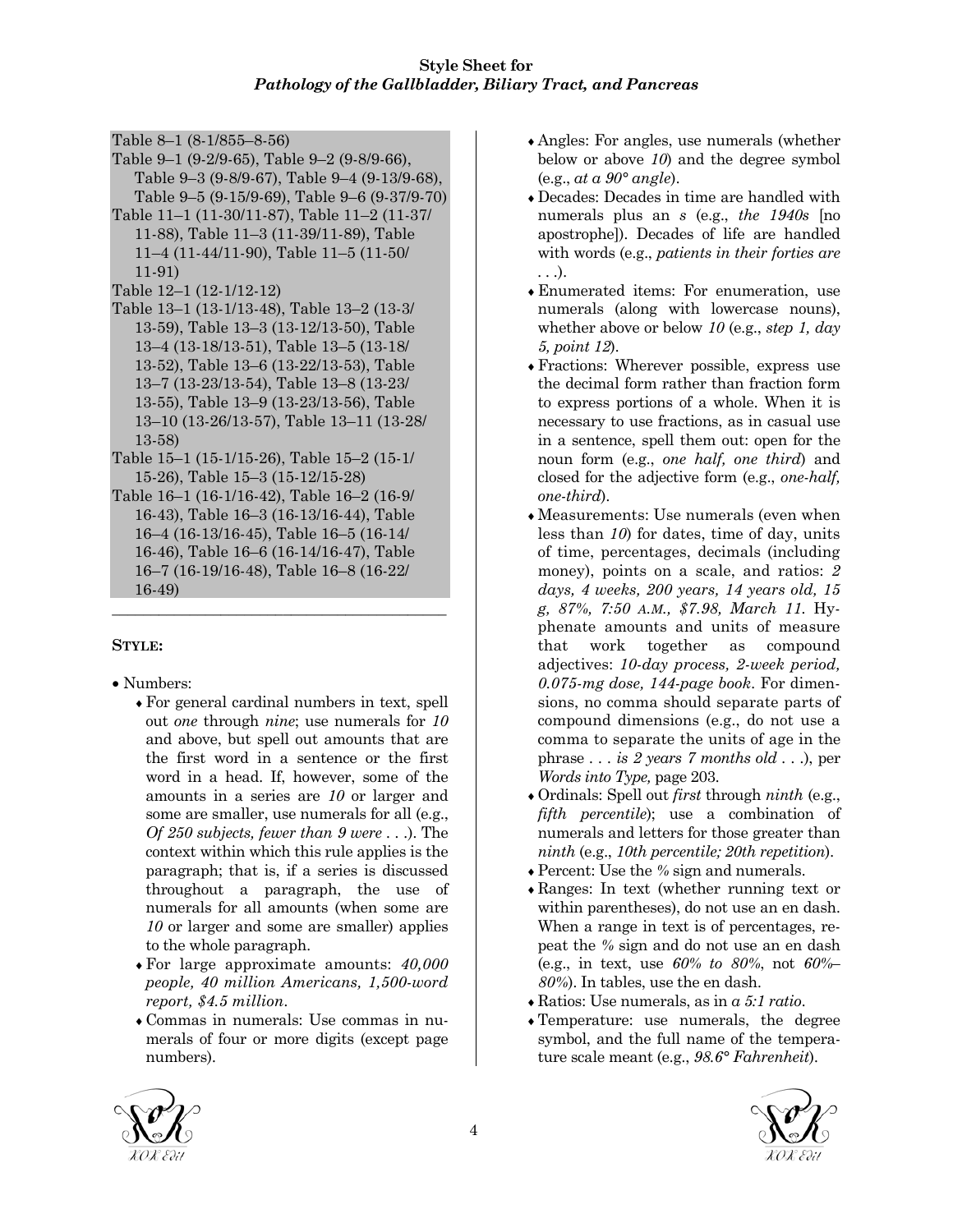Table 8–1 (8-1/855–8-56)
Table 9–1 (9-2/9-65), Table 9–2 (9-8/9-66), Table 9–3 (9-8/9-67), Table 9–4 (9-13/9-68), Table 9–5 (9-15/9-69), Table 9–6 (9-37/9-70)
Table 11–1 (11-30/11-87), Table 11–2 (11-37/11-88), Table 11–3 (11-39/11-89), Table 11–4 (11-44/11-90), Table 11–5 (11-50/11-91)
Table 12–1 (12-1/12-12)
Table 13–1 (13-1/13-48), Table 13–2 (13-3/13-59), Table 13–3 (13-12/13-50), Table 13–4 (13-18/13-51), Table 13–5 (13-18/13-52), Table 13–6 (13-22/13-53), Table 13–7 (13-23/13-54), Table 13–8 (13-23/13-55), Table 13–9 (13-23/13-56), Table 13–10 (13-26/13-57), Table 13–11 (13-28/13-58)
Table 15–1 (15-1/15-26), Table 15–2 (15-1/15-26), Table 15–3 (15-12/15-28)
Table 16–1 (16-1/16-42), Table 16–2 (16-9/16-43), Table 16–3 (16-13/16-44), Table 16–4 (16-13/16-45), Table 16–5 (16-14/16-46), Table 16–6 (16-14/16-47), Table 16–7 (16-19/16-48), Table 16–8 (16-22/16-49)

---

**STYLE:**

- Numbers:
  - For general cardinal numbers in text, spell out *one* through *nine*; use numerals for *10* and above, but spell out amounts that are the first word in a sentence or the first word in a head. If, however, some of the amounts in a series are *10* or larger and some are smaller, use numerals for all (e.g., *Of 250 subjects, fewer than 9 were* . . .). The context within which this rule applies is the paragraph; that is, if a series is discussed throughout a paragraph, the use of numerals for all amounts (when some are *10* or larger and some are smaller) applies to the whole paragraph.
  - For large approximate amounts: *40,000 people, 40 million Americans, 1,500-word report, $4.5 million*.
  - Commas in numerals: Use commas in numerals of four or more digits (except page numbers).
  - Angles: For angles, use numerals (whether below or above *10*) and the degree symbol (e.g., *at a 90° angle*).
  - Decades: Decades in time are handled with numerals plus an *s* (e.g., *the 1940s* [no apostrophe]). Decades of life are handled with words (e.g., *patients in their forties are* . . .).
  - Enumerated items: For enumeration, use numerals (along with lowercase nouns), whether above or below *10* (e.g., *step 1, day 5, point 12*).
  - Fractions: Wherever possible, express use the decimal form rather than fraction form to express portions of a whole. When it is necessary to use fractions, as in casual use in a sentence, spell them out: open for the noun form (e.g., *one half, one third*) and closed for the adjective form (e.g., *one-half, one-third*).
  - Measurements: Use numerals (even when less than *10*) for dates, time of day, units of time, percentages, decimals (including money), points on a scale, and ratios: *2 days, 4 weeks, 200 years, 14 years old, 15 g, 87%, 7:50 A.M., $7.98, March 11*. Hyphenate amounts and units of measure that work together as compound adjectives: *10-day process, 2-week period, 0.075-mg dose, 144-page book*. For dimensions, no comma should separate parts of compound dimensions (e.g., do not use a comma to separate the units of age in the phrase . . . *is 2 years 7 months old* . . .), per *Words into Type,* page 203.
  - Ordinals: Spell out *first* through *ninth* (e.g., *fifth percentile*); use a combination of numerals and letters for those greater than *ninth* (e.g., *10th percentile; 20th repetition*).
  - Percent: Use the % sign and numerals.
  - Ranges: In text (whether running text or within parentheses), do not use an en dash. When a range in text is of percentages, repeat the % sign and do not use an en dash (e.g., in text, use *60% to 80%*, not *60%–80%*). In tables, use the en dash.
  - Ratios: Use numerals, as in *a 5:1 ratio*.
  - Temperature: use numerals, the degree symbol, and the full name of the temperature scale meant (e.g., *98.6° Fahrenheit*).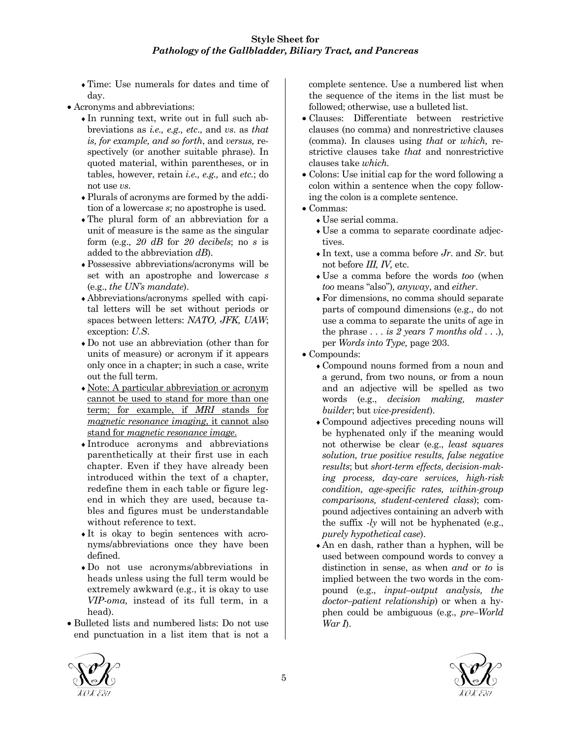- Time: Use numerals for dates and time of day.
- Acronyms and abbreviations:
  - In running text, write out in full such abbreviations as *i.e., e.g., etc*., and *vs*. as *that is, for example, and so forth*, and *versus,* respectively (or another suitable phrase). In quoted material, within parentheses, or in tables, however, retain *i.e., e.g.,* and *etc*.; do not use *vs*.
  - Plurals of acronyms are formed by the addition of a lowercase *s*; no apostrophe is used.
  - The plural form of an abbreviation for a unit of measure is the same as the singular form (e.g., *20 dB* for *20 decibels*; no *s* is added to the abbreviation *dB*).
  - Possessive abbreviations/acronyms will be set with an apostrophe and lowercase *s* (e.g., *the UN's mandate*).
  - Abbreviations/acronyms spelled with capital letters will be set without periods or spaces between letters: *NATO, JFK, UAW*; exception: *U.S*.
  - Do not use an abbreviation (other than for units of measure) or acronym if it appears only once in a chapter; in such a case, write out the full term.
  - <u>Note: A particular abbreviation or acronym cannot be used to stand for more than one term; for example, if *MRI* stands for *magnetic resonance imaging*, it cannot also stand for *magnetic resonance image*.</u>
  - Introduce acronyms and abbreviations parenthetically at their first use in each chapter. Even if they have already been introduced within the text of a chapter, redefine them in each table or figure legend in which they are used, because tables and figures must be understandable without reference to text.
  - It is okay to begin sentences with acronyms/abbreviations once they have been defined.
  - Do not use acronyms/abbreviations in heads unless using the full term would be extremely awkward (e.g., it is okay to use *VIP-oma,* instead of its full term, in a head).
- Bulleted lists and numbered lists: Do not use end punctuation in a list item that is not a complete sentence. Use a numbered list when the sequence of the items in the list must be followed; otherwise, use a bulleted list.
- Clauses: Differentiate between restrictive clauses (no comma) and nonrestrictive clauses (comma). In clauses using *that* or *which,* restrictive clauses take *that* and nonrestrictive clauses take *which*.
- Colons: Use initial cap for the word following a colon within a sentence when the copy following the colon is a complete sentence.
- Commas:
  - Use serial comma.
  - Use a comma to separate coordinate adjectives.
  - In text, use a comma before *Jr*. and *Sr*. but not before *III, IV,* etc.
  - Use a comma before the words *too* (when *too* means "also")*, anyway*, and *either*.
  - For dimensions, no comma should separate parts of compound dimensions (e.g., do not use a comma to separate the units of age in the phrase . . . *is 2 years 7 months old* . . .), per *Words into Type,* page 203.
- Compounds:
  - Compound nouns formed from a noun and a gerund, from two nouns, or from a noun and an adjective will be spelled as two words (e.g., *decision making, master builder*; but *vice-president*).
  - Compound adjectives preceding nouns will be hyphenated only if the meaning would not otherwise be clear (e.g., *least squares solution, true positive results, false negative results*; but *short-term effects, decision-making process, day-care services, high-risk condition, age-specific rates, within-group comparisons, student-centered class*); compound adjectives containing an adverb with the suffix *-ly* will not be hyphenated (e.g., *purely hypothetical case*).
  - An en dash, rather than a hyphen, will be used between compound words to convey a distinction in sense, as when *and* or *to* is implied between the two words in the compound (e.g., *input–output analysis, the doctor–patient relationship*) or when a hyphen could be ambiguous (e.g., *pre–World War I*).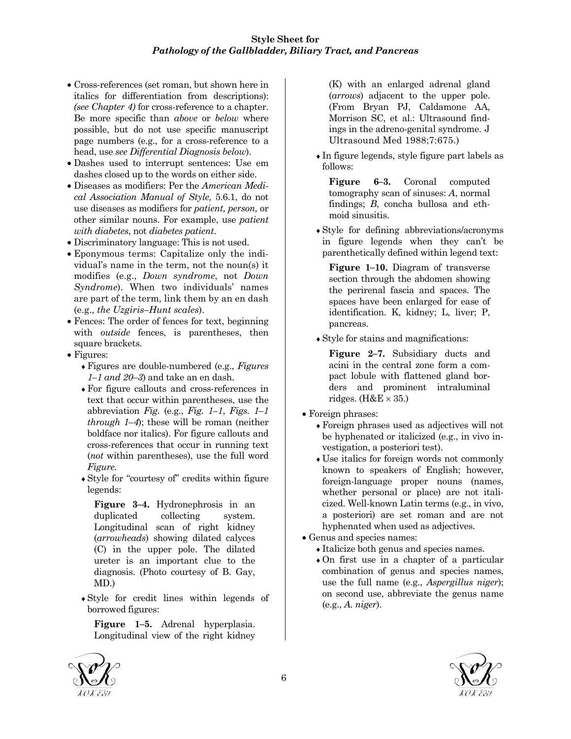- Cross-references (set roman, but shown here in italics for differentiation from descriptions): *(see Chapter 4)* for cross-reference to a chapter. Be more specific than *above* or *below* where possible, but do not use specific manuscript page numbers (e.g., for a cross-reference to a head, use *see Differential Diagnosis below*).
- Dashes used to interrupt sentences: Use em dashes closed up to the words on either side.
- Diseases as modifiers: Per the *American Medical Association Manual of Style,* 5.6.1, do not use diseases as modifiers for *patient, person,* or other similar nouns. For example, use *patient with diabetes*, not *diabetes patient*.
- Discriminatory language: This is not used.
- Eponymous terms: Capitalize only the individual's name in the term, not the noun(s) it modifies (e.g., *Down syndrome*, not *Down Syndrome*). When two individuals' names are part of the term, link them by an en dash (e.g., *the Uzgiris–Hunt scales*).
- Fences: The order of fences for text, beginning with *outside* fences, is parentheses, then square brackets.
- Figures:
  - Figures are double-numbered (e.g., *Figures 1–1 and 20–3*) and take an en dash.
  - For figure callouts and cross-references in text that occur within parentheses, use the abbreviation *Fig.* (e.g., *Fig. 1–1*, *Figs. 1–1 through 1–4*); these will be roman (neither boldface nor italics). For figure callouts and cross-references that occur in running text (*not* within parentheses), use the full word *Figure*.
  - Style for "courtesy of" credits within figure legends:

    **Figure 3–4.** Hydronephrosis in an duplicated collecting system. Longitudinal scan of right kidney (*arrowheads*) showing dilated calyces (C) in the upper pole. The dilated ureter is an important clue to the diagnosis. (Photo courtesy of B. Gay, MD.)

  - Style for credit lines within legends of borrowed figures:

    **Figure 1–5.** Adrenal hyperplasia. Longitudinal view of the right kidney (K) with an enlarged adrenal gland (*arrows*) adjacent to the upper pole. (From Bryan PJ, Caldamone AA, Morrison SC, et al.: Ultrasound findings in the adreno-genital syndrome. J Ultrasound Med 1988;7:675.)

  - In figure legends, style figure part labels as follows:

    **Figure 6–3.** Coronal computed tomography scan of sinuses: *A*, normal findings; *B*, concha bullosa and ethmoid sinusitis.

  - Style for defining abbreviations/acronyms in figure legends when they can't be parenthetically defined within legend text:

    **Figure 1–10.** Diagram of transverse section through the abdomen showing the perirenal fascia and spaces. The spaces have been enlarged for ease of identification. K, kidney; L, liver; P, pancreas.

  - Style for stains and magnifications:

    **Figure 2–7.** Subsidiary ducts and acini in the central zone form a compact lobule with flattened gland borders and prominent intraluminal ridges. (H&E × 35.)

- Foreign phrases:
  - Foreign phrases used as adjectives will not be hyphenated or italicized (e.g., in vivo investigation, a posteriori test).
  - Use italics for foreign words not commonly known to speakers of English; however, foreign-language proper nouns (names, whether personal or place) are not italicized. Well-known Latin terms (e.g., in vivo, a posteriori) are set roman and are not hyphenated when used as adjectives.
- Genus and species names:
  - Italicize both genus and species names.
  - On first use in a chapter of a particular combination of genus and species names, use the full name (e.g., *Aspergillus niger*); on second use, abbreviate the genus name (e.g., *A. niger*).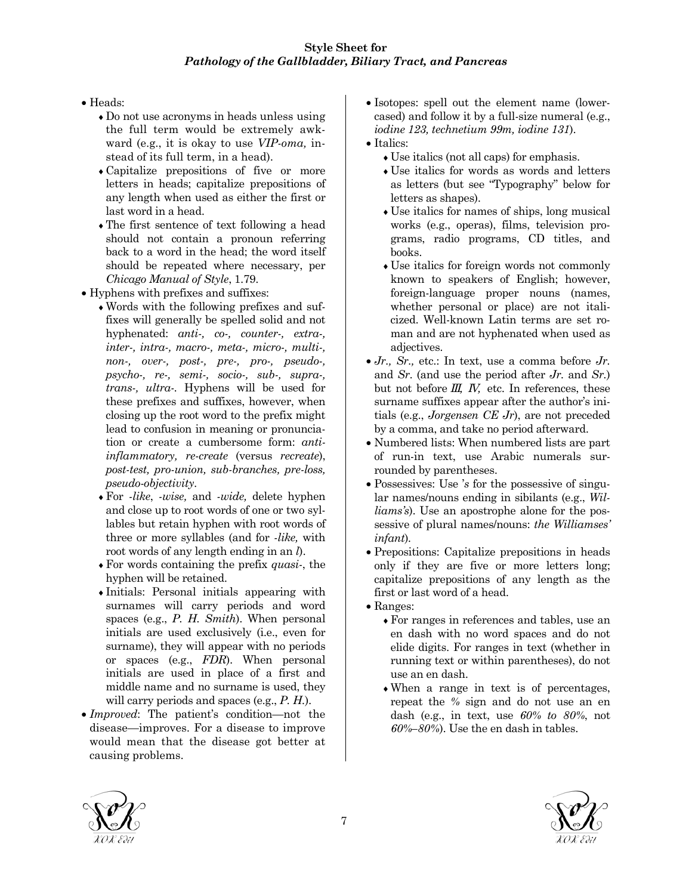- Heads:
  - Do not use acronyms in heads unless using the full term would be extremely awkward (e.g., it is okay to use *VIP-oma,* instead of its full term, in a head).
  - Capitalize prepositions of five or more letters in heads; capitalize prepositions of any length when used as either the first or last word in a head.
  - The first sentence of text following a head should not contain a pronoun referring back to a word in the head; the word itself should be repeated where necessary, per *Chicago Manual of Style*, 1.79.
- Hyphens with prefixes and suffixes:
  - Words with the following prefixes and suffixes will generally be spelled solid and not hyphenated: *anti-, co-, counter-, extra-, inter-, intra-, macro-, meta-, micro-, multi-, non-, over-, post-, pre-, pro-, pseudo-, psycho-, re-, semi-, socio-, sub-, supra-, trans-, ultra-*. Hyphens will be used for these prefixes and suffixes, however, when closing up the root word to the prefix might lead to confusion in meaning or pronunciation or create a cumbersome form: *anti-inflammatory, re-create* (versus *recreate*), *post-test, pro-union, sub-branches, pre-loss, pseudo-objectivity*.
  - For *-like*, *-wise,* and *-wide,* delete hyphen and close up to root words of one or two syllables but retain hyphen with root words of three or more syllables (and for *-like,* with root words of any length ending in an *l*).
  - For words containing the prefix *quasi-*, the hyphen will be retained.
  - Initials: Personal initials appearing with surnames will carry periods and word spaces (e.g., *P. H. Smith*). When personal initials are used exclusively (i.e., even for surname), they will appear with no periods or spaces (e.g., *FDR*). When personal initials are used in place of a first and middle name and no surname is used, they will carry periods and spaces (e.g., *P. H.*).
- *Improved*: The patient's condition—not the disease—improves. For a disease to improve would mean that the disease got better at causing problems.
- Isotopes: spell out the element name (lowercased) and follow it by a full-size numeral (e.g., *iodine 123, technetium 99m, iodine 131*).
- Italics:
  - Use italics (not all caps) for emphasis.
  - Use italics for words as words and letters as letters (but see "Typography" below for letters as shapes).
  - Use italics for names of ships, long musical works (e.g., operas), films, television programs, radio programs, CD titles, and books.
  - Use italics for foreign words not commonly known to speakers of English; however, foreign-language proper nouns (names, whether personal or place) are not italicized. Well-known Latin terms are set roman and are not hyphenated when used as adjectives.
- *Jr., Sr.,* etc.: In text, use a comma before *Jr.* and *Sr.* (and use the period after *Jr.* and *Sr.*) but not before *III, IV,* etc. In references, these surname suffixes appear after the author's initials (e.g., *Jorgensen CE Jr*), are not preceded by a comma, and take no period afterward.
- Numbered lists: When numbered lists are part of run-in text, use Arabic numerals surrounded by parentheses.
- Possessives: Use *'s* for the possessive of singular names/nouns ending in sibilants (e.g., *Williams's*). Use an apostrophe alone for the possessive of plural names/nouns: *the Williamses' infant*).
- Prepositions: Capitalize prepositions in heads only if they are five or more letters long; capitalize prepositions of any length as the first or last word of a head.
- Ranges:
  - For ranges in references and tables, use an en dash with no word spaces and do not elide digits. For ranges in text (whether in running text or within parentheses), do not use an en dash.
  - When a range in text is of percentages, repeat the % sign and do not use an en dash (e.g., in text, use *60% to 80%*, not *60%–80%*). Use the en dash in tables.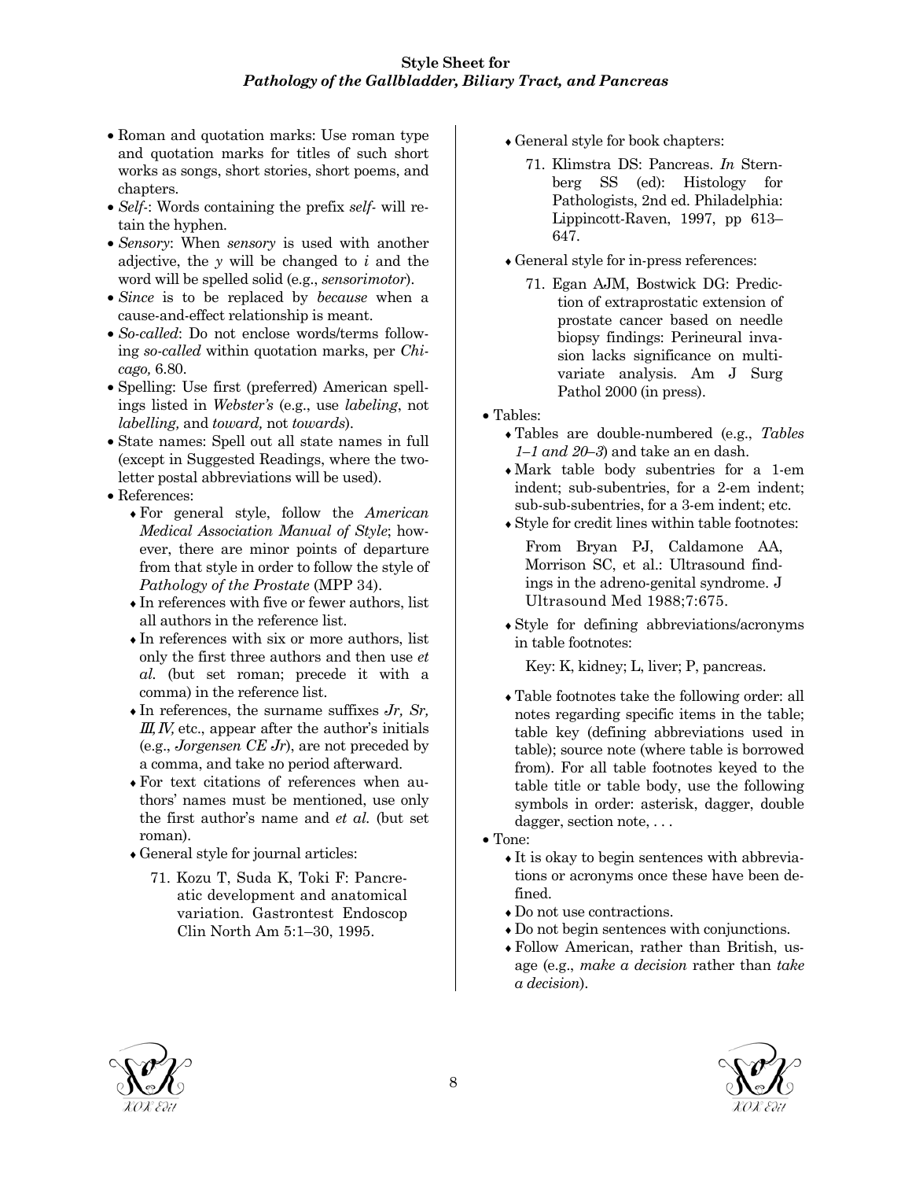- Roman and quotation marks: Use roman type and quotation marks for titles of such short works as songs, short stories, short poems, and chapters.
- *Self-*: Words containing the prefix *self-* will retain the hyphen.
- *Sensory*: When *sensory* is used with another adjective, the *y* will be changed to *i* and the word will be spelled solid (e.g., *sensorimotor*).
- *Since* is to be replaced by *because* when a cause-and-effect relationship is meant.
- *So-called*: Do not enclose words/terms following *so-called* within quotation marks, per *Chicago,* 6.80.
- Spelling: Use first (preferred) American spellings listed in *Webster's* (e.g., use *labeling*, not *labelling,* and *toward,* not *towards*).
- State names: Spell out all state names in full (except in Suggested Readings, where the two-letter postal abbreviations will be used).
- References:
  - For general style, follow the *American Medical Association Manual of Style*; however, there are minor points of departure from that style in order to follow the style of *Pathology of the Prostate* (MPP 34).
  - In references with five or fewer authors, list all authors in the reference list.
  - In references with six or more authors, list only the first three authors and then use *et al.* (but set roman; precede it with a comma) in the reference list.
  - In references, the surname suffixes *Jr, Sr, III, IV,* etc., appear after the author's initials (e.g., *Jorgensen CE Jr*), are not preceded by a comma, and take no period afterward.
  - For text citations of references when authors' names must be mentioned, use only the first author's name and *et al.* (but set roman).
  - General style for journal articles:

    71. Kozu T, Suda K, Toki F: Pancreatic development and anatomical variation. Gastrontest Endoscop Clin North Am 5:1–30, 1995.

  - General style for book chapters:

    71. Klimstra DS: Pancreas. *In* Sternberg SS (ed): Histology for Pathologists, 2nd ed. Philadelphia: Lippincott-Raven, 1997, pp 613–647.

  - General style for in-press references:

    71. Egan AJM, Bostwick DG: Prediction of extraprostatic extension of prostate cancer based on needle biopsy findings: Perineural invasion lacks significance on multivariate analysis. Am J Surg Pathol 2000 (in press).

- Tables:
  - Tables are double-numbered (e.g., *Tables 1–1 and 20–3*) and take an en dash.
  - Mark table body subentries for a 1-em indent; sub-subentries, for a 2-em indent; sub-sub-subentries, for a 3-em indent; etc.
  - Style for credit lines within table footnotes:

    From Bryan PJ, Caldamone AA, Morrison SC, et al.: Ultrasound findings in the adreno-genital syndrome. J Ultrasound Med 1988;7:675.

  - Style for defining abbreviations/acronyms in table footnotes:

    Key: K, kidney; L, liver; P, pancreas.

  - Table footnotes take the following order: all notes regarding specific items in the table; table key (defining abbreviations used in table); source note (where table is borrowed from). For all table footnotes keyed to the table title or table body, use the following symbols in order: asterisk, dagger, double dagger, section note, . . .
- Tone:
  - It is okay to begin sentences with abbreviations or acronyms once these have been defined.
  - Do not use contractions.
  - Do not begin sentences with conjunctions.
  - Follow American, rather than British, usage (e.g., *make a decision* rather than *take a decision*).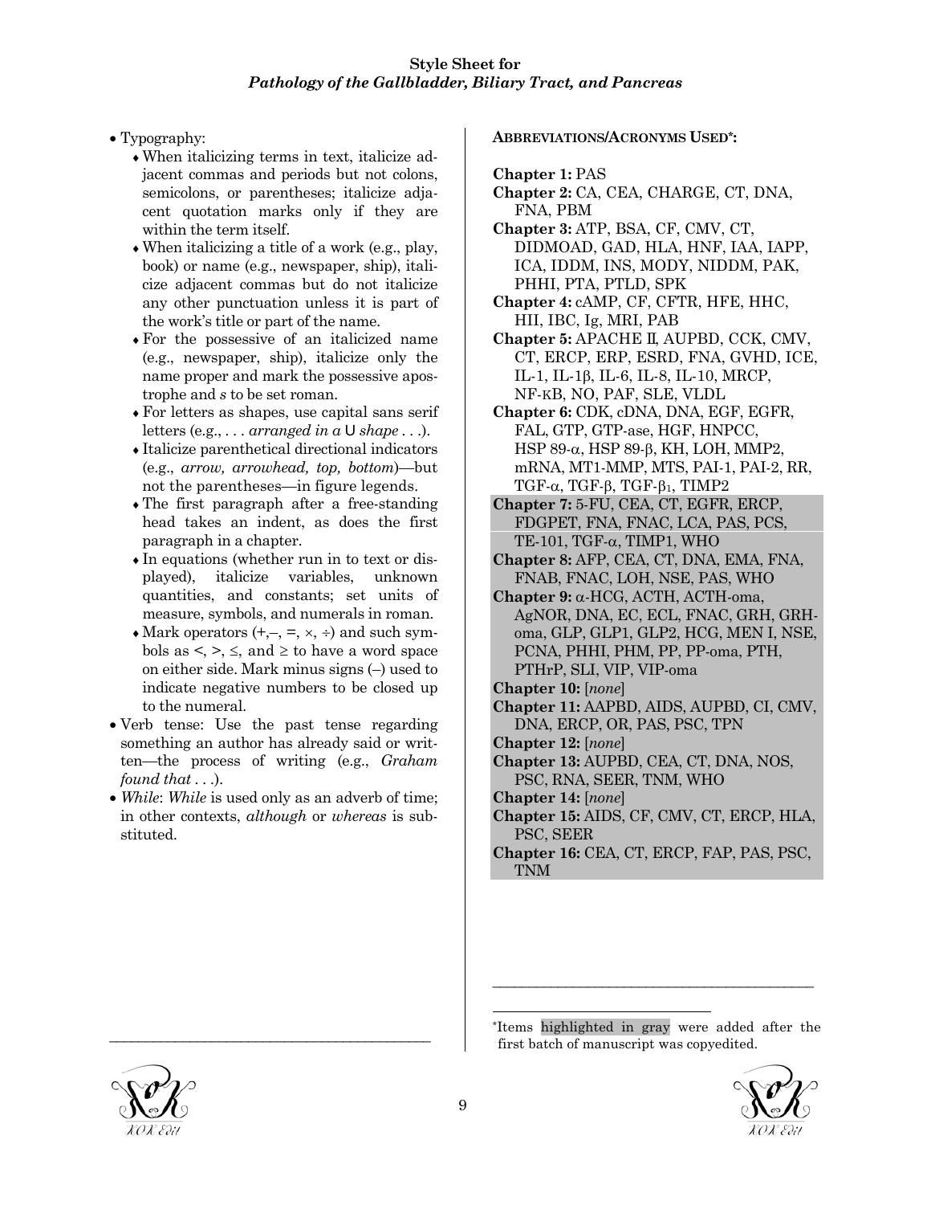**Style Sheet for**
***Pathology of the Gallbladder, Biliary Tract, and Pancreas***

- Typography:
  - When italicizing terms in text, italicize adjacent commas and periods but not colons, semicolons, or parentheses; italicize adjacent quotation marks only if they are within the term itself.
  - When italicizing a title of a work (e.g., play, book) or name (e.g., newspaper, ship), italicize adjacent commas but do not italicize any other punctuation unless it is part of the work's title or part of the name.
  - For the possessive of an italicized name (e.g., newspaper, ship), italicize only the name proper and mark the possessive apostrophe and *s* to be set roman.
  - For letters as shapes, use capital sans serif letters (e.g., . . . *arranged in a* U *shape* . . .).
  - Italicize parenthetical directional indicators (e.g., *arrow, arrowhead, top, bottom*)—but not the parentheses—in figure legends.
  - The first paragraph after a free-standing head takes an indent, as does the first paragraph in a chapter.
  - In equations (whether run in to text or displayed), italicize variables, unknown quantities, and constants; set units of measure, symbols, and numerals in roman.
  - Mark operators (+,–, =, ×, ÷) and such symbols as <, >, ≤, and ≥ to have a word space on either side. Mark minus signs (–) used to indicate negative numbers to be closed up to the numeral.
- Verb tense: Use the past tense regarding something an author has already said or written—the process of writing (e.g., *Graham found that* . . .).
- *While*: *While* is used only as an adverb of time; in other contexts, *although* or *whereas* is substituted.

**ABBREVIATIONS/ACRONYMS USED*:**

**Chapter 1:** PAS
**Chapter 2:** CA, CEA, CHARGE, CT, DNA, FNA, PBM
**Chapter 3:** ATP, BSA, CF, CMV, CT, DIDMOAD, GAD, HLA, HNF, IAA, IAPP, ICA, IDDM, INS, MODY, NIDDM, PAK, PHHI, PTA, PTLD, SPK
**Chapter 4:** cAMP, CF, CFTR, HFE, HHC, HII, IBC, Ig, MRI, PAB
**Chapter 5:** APACHE II, AUPBD, CCK, CMV, CT, ERCP, ERP, ESRD, FNA, GVHD, ICE, IL-1, IL-1β, IL-6, IL-8, IL-10, MRCP, NF-κB, NO, PAF, SLE, VLDL
**Chapter 6:** CDK, cDNA, DNA, EGF, EGFR, FAL, GTP, GTP-ase, HGF, HNPCC, HSP 89-α, HSP 89-β, KH, LOH, MMP2, mRNA, MT1-MMP, MTS, PAI-1, PAI-2, RR, TGF-α, TGF-β, TGF-$\beta_1$, TIMP2
**Chapter 7:** 5-FU, CEA, CT, EGFR, ERCP, FDGPET, FNA, FNAC, LCA, PAS, PCS, TE-101, TGF-α, TIMP1, WHO
**Chapter 8:** AFP, CEA, CT, DNA, EMA, FNA, FNAB, FNAC, LOH, NSE, PAS, WHO
**Chapter 9:** α-HCG, ACTH, ACTH-oma, AgNOR, DNA, EC, ECL, FNAC, GRH, GRH-oma, GLP, GLP1, GLP2, HCG, MEN I, NSE, PCNA, PHHI, PHM, PP, PP-oma, PTH, PTHrP, SLI, VIP, VIP-oma
**Chapter 10:** [*none*]
**Chapter 11:** AAPBD, AIDS, AUPBD, CI, CMV, DNA, ERCP, OR, PAS, PSC, TPN
**Chapter 12:** [*none*]
**Chapter 13:** AUPBD, CEA, CT, DNA, NOS, PSC, RNA, SEER, TNM, WHO
**Chapter 14:** [*none*]
**Chapter 15:** AIDS, CF, CMV, CT, ERCP, HLA, PSC, SEER
**Chapter 16:** CEA, CT, ERCP, FAP, PAS, PSC, TNM

*Items highlighted in gray were added after the first batch of manuscript was copyedited.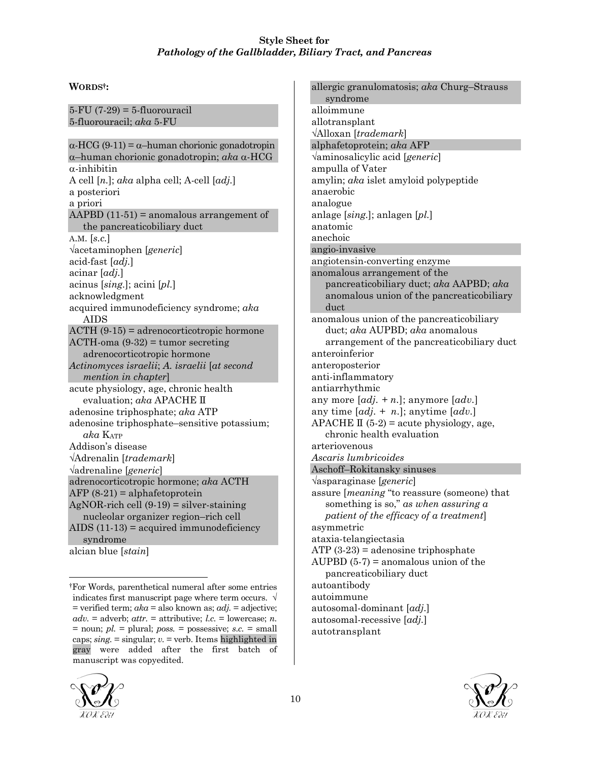**WORDS†:**

5-FU (7-29) = 5-fluorouracil
5-fluorouracil; *aka* 5-FU

α-HCG (9-11) = α–human chorionic gonadotropin
α–human chorionic gonadotropin; *aka* α-HCG
α-inhibitin
A cell [*n.*]; *aka* alpha cell; A-cell [*adj.*]
a posteriori
a priori
AAPBD (11-51) = anomalous arrangement of the pancreaticobiliary duct
A.M. [*s.c.*]
√acetaminophen [*generic*]
acid-fast [*adj.*]
acinar [*adj.*]
acinus [*sing.*]; acini [*pl.*]
acknowledgment
acquired immunodeficiency syndrome; *aka* AIDS
ACTH (9-15) = adrenocorticotropic hormone
ACTH-oma (9-32) = tumor secreting adrenocorticotropic hormone
*Actinomyces israelii*; *A. israelii* [*at second mention in chapter*]
acute physiology, age, chronic health evaluation; *aka* APACHE II
adenosine triphosphate; *aka* ATP
adenosine triphosphate–sensitive potassium; *aka* $K_{ATP}$
Addison's disease
√Adrenalin [*trademark*]
√adrenaline [*generic*]
adrenocorticotropic hormone; *aka* ACTH
AFP (8-21) = alphafetoprotein
AgNOR-rich cell (9-19) = silver-staining nucleolar organizer region–rich cell
AIDS (11-13) = acquired immunodeficiency syndrome
alcian blue [*stain*]
allergic granulomatosis; *aka* Churg–Strauss syndrome
alloimmune
allotransplant
√Alloxan [*trademark*]
alphafetoprotein; *aka* AFP
√aminosalicylic acid [*generic*]
ampulla of Vater
amylin; *aka* islet amyloid polypeptide
anaerobic
analogue
anlage [*sing.*]; anlagen [*pl.*]
anatomic
anechoic
angio-invasive
angiotensin-converting enzyme
anomalous arrangement of the pancreaticobiliary duct; *aka* AAPBD; *aka* anomalous union of the pancreaticobiliary duct
anomalous union of the pancreaticobiliary duct; *aka* AUPBD; *aka* anomalous arrangement of the pancreaticobiliary duct
anteroinferior
anteroposterior
anti-inflammatory
antiarrhythmic
any more [*adj.* + *n.*]; anymore [*adv.*]
any time [*adj.* + *n.*]; anytime [*adv.*]
APACHE II (5-2) = acute physiology, age, chronic health evaluation
arteriovenous
*Ascaris lumbricoides*
Aschoff–Rokitansky sinuses
√asparaginase [*generic*]
assure [*meaning* "to reassure (someone) that something is so," *as when assuring a patient of the efficacy of a treatment*]
asymmetric
ataxia-telangiectasia
ATP (3-23) = adenosine triphosphate
AUPBD (5-7) = anomalous union of the pancreaticobiliary duct
autoantibody
autoimmune
autosomal-dominant [*adj.*]
autosomal-recessive [*adj.*]
autotransplant

†For Words, parenthetical numeral after some entries indicates first manuscript page where term occurs. √ = verified term; *aka* = also known as; *adj.* = adjective; *adv.* = adverb; *attr.* = attributive; *l.c.* = lowercase; *n.* = noun; *pl.* = plural; *poss.* = possessive; *s.c.* = small caps; *sing.* = singular; *v.* = verb. Items highlighted in gray were added after the first batch of manuscript was copyedited.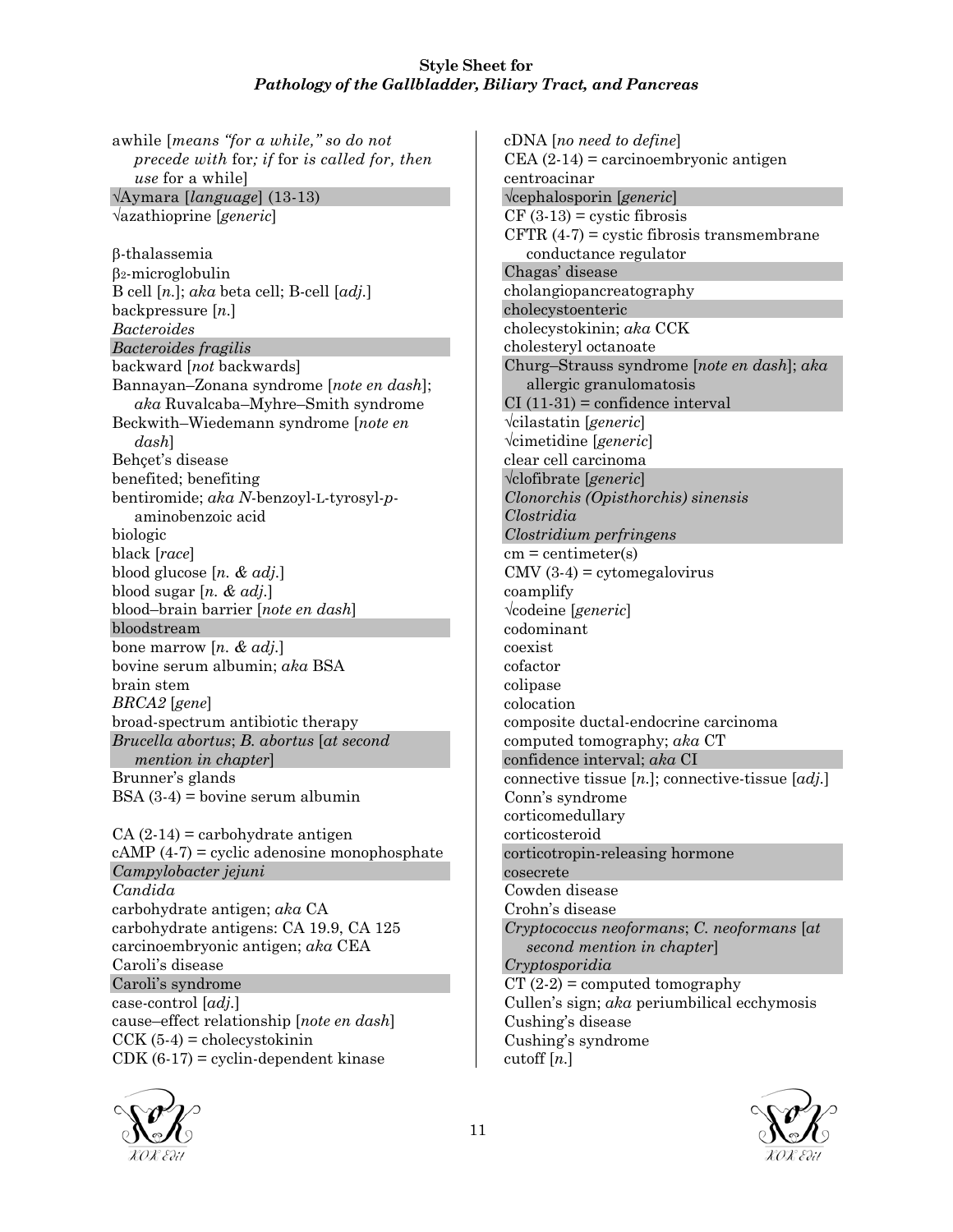**Style Sheet for**
***Pathology of the Gallbladder, Biliary Tract, and Pancreas***

awhile [*means "for a while," so do not precede with* for*; if* for *is called for, then use* for a while]
√Aymara [*language*] (13-13)
√azathioprine [*generic*]

β-thalassemia
$\beta_2$-microglobulin
B cell [*n.*]; *aka* beta cell; B-cell [*adj.*]
backpressure [*n.*]
*Bacteroides*
*Bacteroides fragilis*
backward [*not* backwards]
Bannayan–Zonana syndrome [*note en dash*]; *aka* Ruvalcaba–Myhre–Smith syndrome
Beckwith–Wiedemann syndrome [*note en dash*]
Behçet's disease
benefited; benefiting
bentiromide; *aka* *N*-benzoyl-L-tyrosyl-*p*-aminobenzoic acid
biologic
black [*race*]
blood glucose [*n. & adj.*]
blood sugar [*n. & adj.*]
blood–brain barrier [*note en dash*]
bloodstream
bone marrow [*n. & adj.*]
bovine serum albumin; *aka* BSA
brain stem
*BRCA2* [*gene*]
broad-spectrum antibiotic therapy
*Brucella abortus*; *B. abortus* [*at second mention in chapter*]
Brunner's glands
BSA (3-4) = bovine serum albumin

CA (2-14) = carbohydrate antigen
cAMP (4-7) = cyclic adenosine monophosphate
*Campylobacter jejuni*
*Candida*
carbohydrate antigen; *aka* CA
carbohydrate antigens: CA 19.9, CA 125
carcinoembryonic antigen; *aka* CEA
Caroli's disease
Caroli's syndrome
case-control [*adj.*]
cause–effect relationship [*note en dash*]
CCK (5-4) = cholecystokinin
CDK (6-17) = cyclin-dependent kinase
cDNA [*no need to define*]
CEA (2-14) = carcinoembryonic antigen
centroacinar
√cephalosporin [*generic*]
CF (3-13) = cystic fibrosis
CFTR (4-7) = cystic fibrosis transmembrane conductance regulator
Chagas' disease
cholangiopancreatography
cholecystoenteric
cholecystokinin; *aka* CCK
cholesteryl octanoate
Churg–Strauss syndrome [*note en dash*]; *aka* allergic granulomatosis
CI (11-31) = confidence interval
√cilastatin [*generic*]
√cimetidine [*generic*]
clear cell carcinoma
√clofibrate [*generic*]
*Clonorchis (Opisthorchis) sinensis*
*Clostridia*
*Clostridium perfringens*
cm = centimeter(s)
CMV (3-4) = cytomegalovirus
coamplify
√codeine [*generic*]
codominant
coexist
cofactor
colipase
colocation
composite ductal-endocrine carcinoma
computed tomography; *aka* CT
confidence interval; *aka* CI
connective tissue [*n.*]; connective-tissue [*adj.*]
Conn's syndrome
corticomedullary
corticosteroid
corticotropin-releasing hormone
cosecrete
Cowden disease
Crohn's disease
*Cryptococcus neoformans*; *C. neoformans* [*at second mention in chapter*]
*Cryptosporidia*
CT (2-2) = computed tomography
Cullen's sign; *aka* periumbilical ecchymosis
Cushing's disease
Cushing's syndrome
cutoff [*n.*]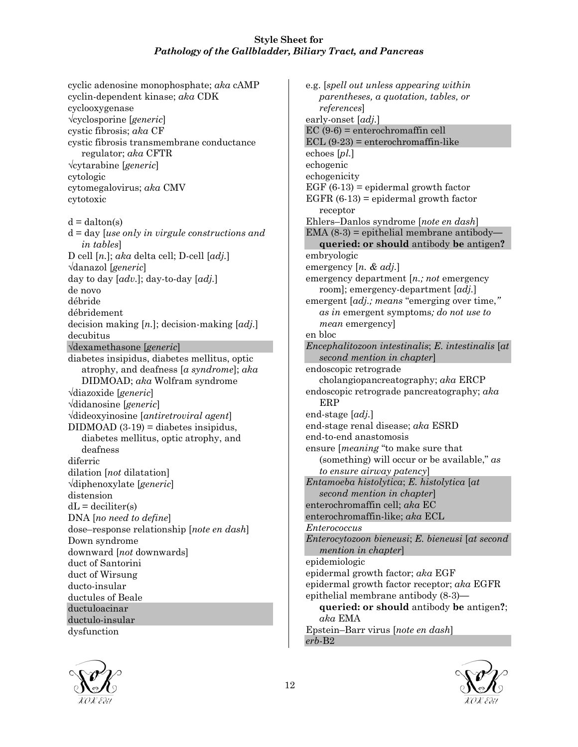# Style Sheet for *Pathology of the Gallbladder, Biliary Tract, and Pancreas*

cyclic adenosine monophosphate; *aka* cAMP
cyclin-dependent kinase; *aka* CDK
cyclooxygenase
√cyclosporine [*generic*]
cystic fibrosis; *aka* CF
cystic fibrosis transmembrane conductance regulator; *aka* CFTR
√cytarabine [*generic*]
cytologic
cytomegalovirus; *aka* CMV
cytotoxic

d = dalton(s)
d = day [*use only in virgule constructions and in tables*]
D cell [*n.*]; *aka* delta cell; D-cell [*adj.*]
√danazol [*generic*]
day to day [*adv.*]; day-to-day [*adj.*]
de novo
débride
débridement
decision making [*n.*]; decision-making [*adj.*]
decubitus
√dexamethasone [*generic*]
diabetes insipidus, diabetes mellitus, optic atrophy, and deafness [*a syndrome*]; *aka* DIDMOAD; *aka* Wolfram syndrome
√diazoxide [*generic*]
√didanosine [*generic*]
√dideoxyinosine [*antiretroviral agent*]
DIDMOAD (3-19) = diabetes insipidus, diabetes mellitus, optic atrophy, and deafness
diferric
dilation [*not* dilatation]
√diphenoxylate [*generic*]
distension
dL = deciliter(s)
DNA [*no need to define*]
dose–response relationship [*note en dash*]
Down syndrome
downward [*not* downwards]
duct of Santorini
duct of Wirsung
ducto-insular
ductules of Beale
ductuloacinar
ductulo-insular
dysfunction

e.g. [*spell out unless appearing within parentheses, a quotation, tables, or references*]
early-onset [*adj.*]
EC (9-6) = enterochromaffin cell
ECL (9-23) = enterochromaffin-like
echoes [*pl.*]
echogenic
echogenicity
EGF (6-13) = epidermal growth factor
EGFR (6-13) = epidermal growth factor receptor
Ehlers–Danlos syndrome [*note en dash*]
EMA (8-3) = epithelial membrane antibody—**queried: or should** antibody **be** antigen**?**
embryologic
emergency [*n. & adj.*]
emergency department [*n.; not* emergency room]; emergency-department [*adj.*]
emergent [*adj.; means* "emerging over time," *as in* emergent symptoms*; do not use to mean* emergency]
en bloc
*Encephalitozoon intestinalis*; *E. intestinalis* [*at second mention in chapter*]
endoscopic retrograde cholangiopancreatography; *aka* ERCP
endoscopic retrograde pancreatography; *aka* ERP
end-stage [*adj.*]
end-stage renal disease; *aka* ESRD
end-to-end anastomosis
ensure [*meaning* "to make sure that (something) will occur or be available," *as to ensure airway patency*]
*Entamoeba histolytica*; *E. histolytica* [*at second mention in chapter*]
enterochromaffin cell; *aka* EC
enterochromaffin-like; *aka* ECL
*Enterococcus*
*Enterocytozoon bieneusi*; *E. bieneusi* [*at second mention in chapter*]
epidemiologic
epidermal growth factor; *aka* EGF
epidermal growth factor receptor; *aka* EGFR
epithelial membrane antibody (8-3)—**queried: or should** antibody **be** antigen**?**; *aka* EMA
Epstein–Barr virus [*note en dash*]
*erb*-B2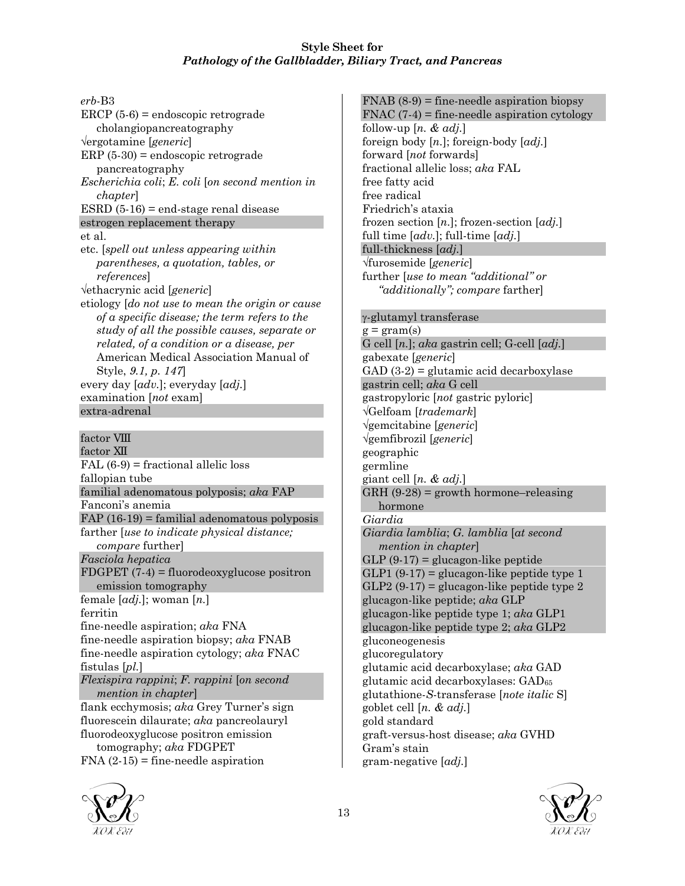**Style Sheet for**
***Pathology of the Gallbladder, Biliary Tract, and Pancreas***

*erb*-B3
ERCP (5-6) = endoscopic retrograde cholangiopancreatography
√ergotamine [*generic*]
ERP (5-30) = endoscopic retrograde pancreatography
*Escherichia coli*; *E. coli* [*on second mention in chapter*]
ESRD (5-16) = end-stage renal disease
estrogen replacement therapy
et al.
etc. [*spell out unless appearing within parentheses, a quotation, tables, or references*]
√ethacrynic acid [*generic*]
etiology [*do not use to mean the origin or cause of a specific disease; the term refers to the study of all the possible causes, separate or related, of a condition or a disease, per* American Medical Association Manual of Style, *9.1, p. 147*]
every day [*adv.*]; everyday [*adj.*]
examination [*not* exam]
extra-adrenal

factor VIII
factor XII
FAL (6-9) = fractional allelic loss
fallopian tube
familial adenomatous polyposis; *aka* FAP
Fanconi's anemia
FAP (16-19) = familial adenomatous polyposis
farther [*use to indicate physical distance; compare* further]
*Fasciola hepatica*
FDGPET (7-4) = fluorodeoxyglucose positron emission tomography
female [*adj.*]; woman [*n.*]
ferritin
fine-needle aspiration; *aka* FNA
fine-needle aspiration biopsy; *aka* FNAB
fine-needle aspiration cytology; *aka* FNAC
fistulas [*pl.*]
*Flexispira rappini*; *F. rappini* [*on second mention in chapter*]
flank ecchymosis; *aka* Grey Turner's sign
fluorescein dilaurate; *aka* pancreolauryl
fluorodeoxyglucose positron emission tomography; *aka* FDGPET
FNA (2-15) = fine-needle aspiration
FNAB (8-9) = fine-needle aspiration biopsy
FNAC (7-4) = fine-needle aspiration cytology
follow-up [*n. & adj.*]
foreign body [*n.*]; foreign-body [*adj.*]
forward [*not* forwards]
fractional allelic loss; *aka* FAL
free fatty acid
free radical
Friedrich's ataxia
frozen section [*n.*]; frozen-section [*adj.*]
full time [*adv.*]; full-time [*adj.*]
full-thickness [*adj.*]
√furosemide [*generic*]
further [*use to mean "additional" or "additionally"; compare* farther]

γ-glutamyl transferase
g = gram(s)
G cell [*n.*]; *aka* gastrin cell; G-cell [*adj.*]
gabexate [*generic*]
GAD (3-2) = glutamic acid decarboxylase
gastrin cell; *aka* G cell
gastropyloric [*not* gastric pyloric]
√Gelfoam [*trademark*]
√gemcitabine [*generic*]
√gemfibrozil [*generic*]
geographic
germline
giant cell [*n. & adj.*]
GRH (9-28) = growth hormone–releasing hormone
*Giardia*
*Giardia lamblia*; *G. lamblia* [*at second mention in chapter*]
GLP (9-17) = glucagon-like peptide
GLP1 (9-17) = glucagon-like peptide type 1
GLP2 (9-17) = glucagon-like peptide type 2
glucagon-like peptide; *aka* GLP
glucagon-like peptide type 1; *aka* GLP1
glucagon-like peptide type 2; *aka* GLP2
gluconeogenesis
glucoregulatory
glutamic acid decarboxylase; *aka* GAD
glutamic acid decarboxylases: $GAD_{65}$
glutathione-*S*-transferase [*note italic* S]
goblet cell [*n. & adj.*]
gold standard
graft-versus-host disease; *aka* GVHD
Gram's stain
gram-negative [*adj.*]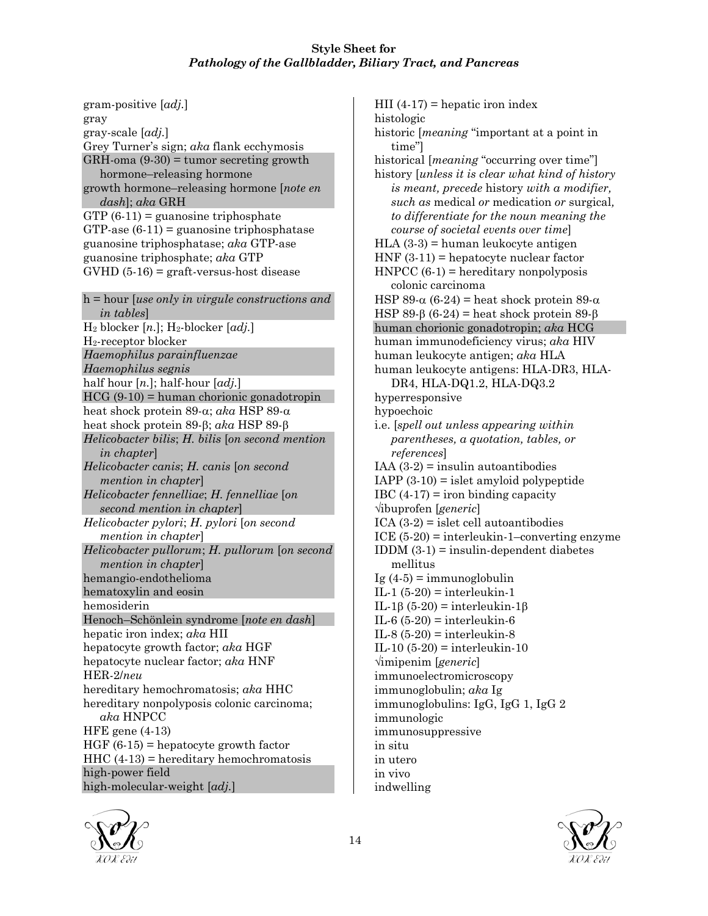gram-positive [*adj.*]
gray
gray-scale [*adj.*]
Grey Turner's sign; *aka* flank ecchymosis
GRH-oma (9-30) = tumor secreting growth hormone–releasing hormone
growth hormone–releasing hormone [*note en dash*]; *aka* GRH
GTP (6-11) = guanosine triphosphate
GTP-ase (6-11) = guanosine triphosphatase
guanosine triphosphatase; *aka* GTP-ase
guanosine triphosphate; *aka* GTP
GVHD (5-16) = graft-versus-host disease

h = hour [*use only in virgule constructions and in tables*]
$H_2$ blocker [*n.*]; $H_2$-blocker [*adj.*]
$H_2$-receptor blocker
*Haemophilus parainfluenzae*
*Haemophilus segnis*
half hour [*n.*]; half-hour [*adj.*]
HCG (9-10) = human chorionic gonadotropin
heat shock protein 89-α; *aka* HSP 89-α
heat shock protein 89-β; *aka* HSP 89-β
*Helicobacter bilis*; *H. bilis* [*on second mention in chapter*]
*Helicobacter canis*; *H. canis* [*on second mention in chapter*]
*Helicobacter fennelliae*; *H. fennelliae* [*on second mention in chapter*]
*Helicobacter pylori*; *H. pylori* [*on second mention in chapter*]
*Helicobacter pullorum*; *H. pullorum* [*on second mention in chapter*]
hemangio-endothelioma
hematoxylin and eosin
hemosiderin
Henoch–Schönlein syndrome [*note en dash*]
hepatic iron index; *aka* HII
hepatocyte growth factor; *aka* HGF
hepatocyte nuclear factor; *aka* HNF
HER-2/*neu*
hereditary hemochromatosis; *aka* HHC
hereditary nonpolyposis colonic carcinoma; *aka* HNPCC
HFE gene (4-13)
HGF (6-15) = hepatocyte growth factor
HHC (4-13) = hereditary hemochromatosis
high-power field
high-molecular-weight [*adj.*]
HII (4-17) = hepatic iron index
histologic
historic [*meaning* "important at a point in time"]
historical [*meaning* "occurring over time"]
history [*unless it is clear what kind of history is meant, precede* history *with a modifier, such as* medical *or* medication *or* surgical, *to differentiate for the noun meaning the course of societal events over time*]
HLA (3-3) = human leukocyte antigen
HNF (3-11) = hepatocyte nuclear factor
HNPCC (6-1) = hereditary nonpolyposis colonic carcinoma
HSP 89-α (6-24) = heat shock protein 89-α
HSP 89-β (6-24) = heat shock protein 89-β
human chorionic gonadotropin; *aka* HCG
human immunodeficiency virus; *aka* HIV
human leukocyte antigen; *aka* HLA
human leukocyte antigens: HLA-DR3, HLA-DR4, HLA-DQ1.2, HLA-DQ3.2
hyperresponsive
hypoechoic
i.e. [*spell out unless appearing within parentheses, a quotation, tables, or references*]
IAA (3-2) = insulin autoantibodies
IAPP (3-10) = islet amyloid polypeptide
IBC (4-17) = iron binding capacity
√ibuprofen [*generic*]
ICA (3-2) = islet cell autoantibodies
ICE (5-20) = interleukin-1–converting enzyme
IDDM (3-1) = insulin-dependent diabetes mellitus
Ig (4-5) = immunoglobulin
IL-1 (5-20) = interleukin-1
IL-1β (5-20) = interleukin-1β
IL-6 (5-20) = interleukin-6
IL-8 (5-20) = interleukin-8
IL-10 (5-20) = interleukin-10
√imipenim [*generic*]
immunoelectromicroscopy
immunoglobulin; *aka* Ig
immunoglobulins: IgG, IgG 1, IgG 2
immunologic
immunosuppressive
in situ
in utero
in vivo
indwelling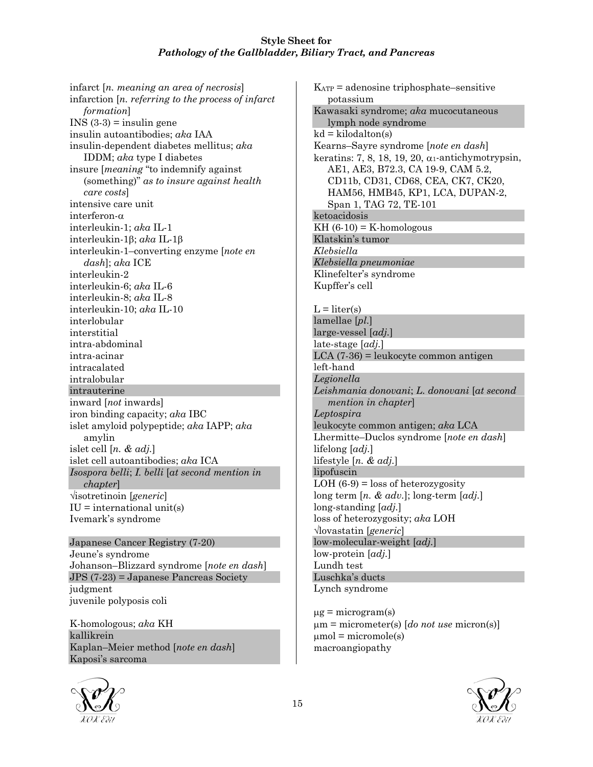infarct [*n. meaning an area of necrosis*]
infarction [*n. referring to the process of infarct formation*]
INS (3-3) = insulin gene
insulin autoantibodies; *aka* IAA
insulin-dependent diabetes mellitus; *aka* IDDM; *aka* type I diabetes
insure [*meaning* "to indemnify against (something)" *as to insure against health care costs*]
intensive care unit
interferon-α
interleukin-1; *aka* IL-1
interleukin-1β; *aka* IL-1β
interleukin-1–converting enzyme [*note en dash*]; *aka* ICE
interleukin-2
interleukin-6; *aka* IL-6
interleukin-8; *aka* IL-8
interleukin-10; *aka* IL-10
interlobular
interstitial
intra-abdominal
intra-acinar
intracalated
intralobular
intrauterine
inward [*not* inwards]
iron binding capacity; *aka* IBC
islet amyloid polypeptide; *aka* IAPP; *aka* amylin
islet cell [*n. & adj.*]
islet cell autoantibodies; *aka* ICA
*Isospora belli*; *I. belli* [*at second mention in chapter*]
√isotretinoin [*generic*]
IU = international unit(s)
Ivemark's syndrome

Japanese Cancer Registry (7-20)
Jeune's syndrome
Johanson–Blizzard syndrome [*note en dash*]
JPS (7-23) = Japanese Pancreas Society
judgment
juvenile polyposis coli

K-homologous; *aka* KH
kallikrein
Kaplan–Meier method [*note en dash*]
Kaposi's sarcoma
$K_{ATP}$ = adenosine triphosphate–sensitive potassium
Kawasaki syndrome; *aka* mucocutaneous lymph node syndrome
kd = kilodalton(s)
Kearns–Sayre syndrome [*note en dash*]
keratins: 7, 8, 18, 19, 20, $\alpha_1$-antichymotrypsin, AE1, AE3, B72.3, CA 19-9, CAM 5.2, CD11b, CD31, CD68, CEA, CK7, CK20, HAM56, HMB45, KP1, LCA, DUPAN-2, Span 1, TAG 72, TE-101
ketoacidosis
KH (6-10) = K-homologous
Klatskin's tumor
*Klebsiella*
*Klebsiella pneumoniae*
Klinefelter's syndrome
Kupffer's cell

L = liter(s)
lamellae [*pl.*]
large-vessel [*adj.*]
late-stage [*adj.*]
LCA (7-36) = leukocyte common antigen
left-hand
*Legionella*
*Leishmania donovani*; *L. donovani* [*at second mention in chapter*]
*Leptospira*
leukocyte common antigen; *aka* LCA
Lhermitte–Duclos syndrome [*note en dash*]
lifelong [*adj.*]
lifestyle [*n. & adj.*]
lipofuscin
LOH (6-9) = loss of heterozygosity
long term [*n. & adv.*]; long-term [*adj.*]
long-standing [*adj.*]
loss of heterozygosity; *aka* LOH
√lovastatin [*generic*]
low-molecular-weight [*adj.*]
low-protein [*adj.*]
Lundh test
Luschka's ducts
Lynch syndrome

μg = microgram(s)
μm = micrometer(s) [*do not use* micron(s)]
μmol = micromole(s)
macroangiopathy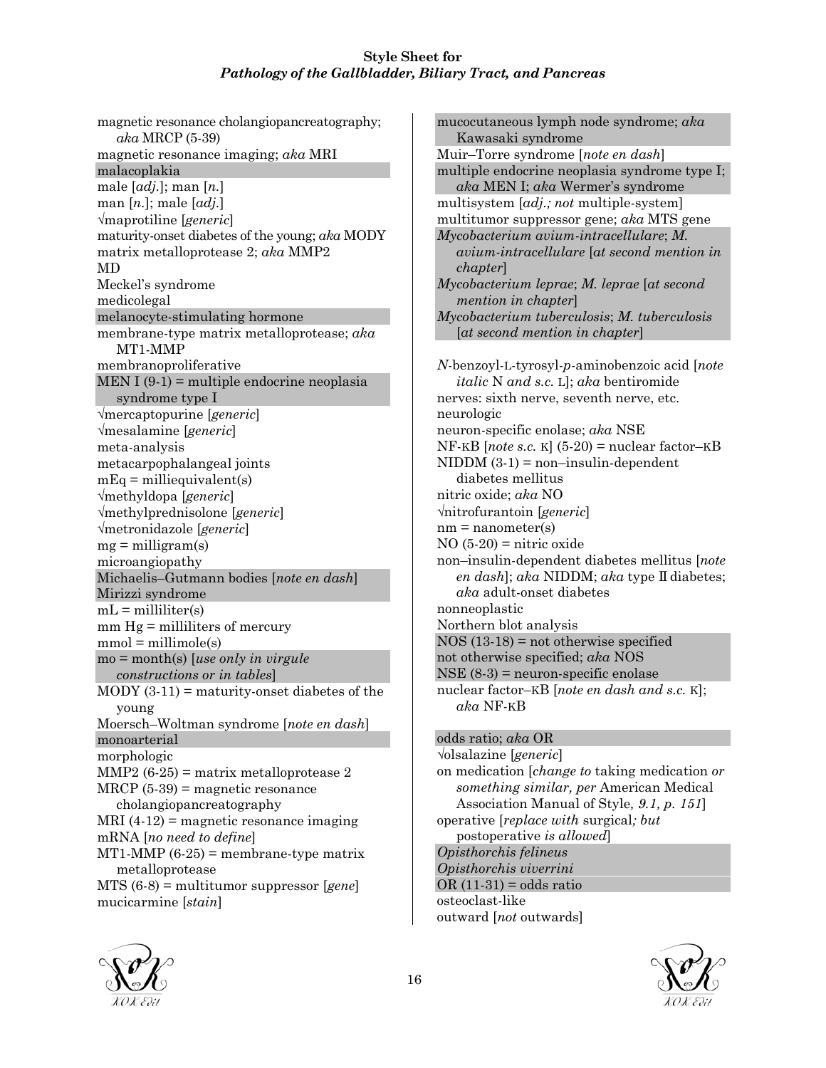magnetic resonance cholangiopancreatography; *aka* MRCP (5-39)
magnetic resonance imaging; *aka* MRI
malacoplakia
male [*adj.*]; man [*n.*]
man [*n.*]; male [*adj.*]
√maprotiline [*generic*]
maturity-onset diabetes of the young; *aka* MODY
matrix metalloprotease 2; *aka* MMP2
MD
Meckel's syndrome
medicolegal
melanocyte-stimulating hormone
membrane-type matrix metalloprotease; *aka* MT1-MMP
membranoproliferative
MEN I (9-1) = multiple endocrine neoplasia syndrome type I
√mercaptopurine [*generic*]
√mesalamine [*generic*]
meta-analysis
metacarpophalangeal joints
mEq = milliequivalent(s)
√methyldopa [*generic*]
√methylprednisolone [*generic*]
√metronidazole [*generic*]
mg = milligram(s)
microangiopathy
Michaelis–Gutmann bodies [*note en dash*]
Mirizzi syndrome
mL = milliliter(s)
mm Hg = milliliters of mercury
mmol = millimole(s)
mo = month(s) [*use only in virgule constructions or in tables*]
MODY (3-11) = maturity-onset diabetes of the young
Moersch–Woltman syndrome [*note en dash*]
monoarterial
morphologic
MMP2 (6-25) = matrix metalloprotease 2
MRCP (5-39) = magnetic resonance cholangiopancreatography
MRI (4-12) = magnetic resonance imaging
mRNA [*no need to define*]
MT1-MMP (6-25) = membrane-type matrix metalloprotease
MTS (6-8) = multitumor suppressor [*gene*]
mucicarmine [*stain*]
mucocutaneous lymph node syndrome; *aka* Kawasaki syndrome
Muir–Torre syndrome [*note en dash*]
multiple endocrine neoplasia syndrome type I; *aka* MEN I; *aka* Wermer's syndrome
multisystem [*adj.; not* multiple-system]
multitumor suppressor gene; *aka* MTS gene
*Mycobacterium avium-intracellulare*; *M. avium-intracellulare* [*at second mention in chapter*]
*Mycobacterium leprae*; *M. leprae* [*at second mention in chapter*]
*Mycobacterium tuberculosis*; *M. tuberculosis* [*at second mention in chapter*]

*N*-benzoyl-L-tyrosyl-*p*-aminobenzoic acid [*note italic* N *and s.c.* L]; *aka* bentiromide
nerves: sixth nerve, seventh nerve, etc.
neurologic
neuron-specific enolase; *aka* NSE
NF-κB [*note s.c.* κ] (5-20) = nuclear factor–κB
NIDDM (3-1) = non–insulin-dependent diabetes mellitus
nitric oxide; *aka* NO
√nitrofurantoin [*generic*]
nm = nanometer(s)
NO (5-20) = nitric oxide
non–insulin-dependent diabetes mellitus [*note en dash*]; *aka* NIDDM; *aka* type II diabetes; *aka* adult-onset diabetes
nonneoplastic
Northern blot analysis
NOS (13-18) = not otherwise specified
not otherwise specified; *aka* NOS
NSE (8-3) = neuron-specific enolase
nuclear factor–κB [*note en dash and s.c.* κ]; *aka* NF-κB

odds ratio; *aka* OR
√olsalazine [*generic*]
on medication [*change to* taking medication *or something similar, per* American Medical Association Manual of Style*, 9.1, p. 151*]
operative [*replace with* surgical*; but* postoperative *is allowed*]
*Opisthorchis felineus*
*Opisthorchis viverrini*
OR (11-31) = odds ratio
osteoclast-like
outward [*not* outwards]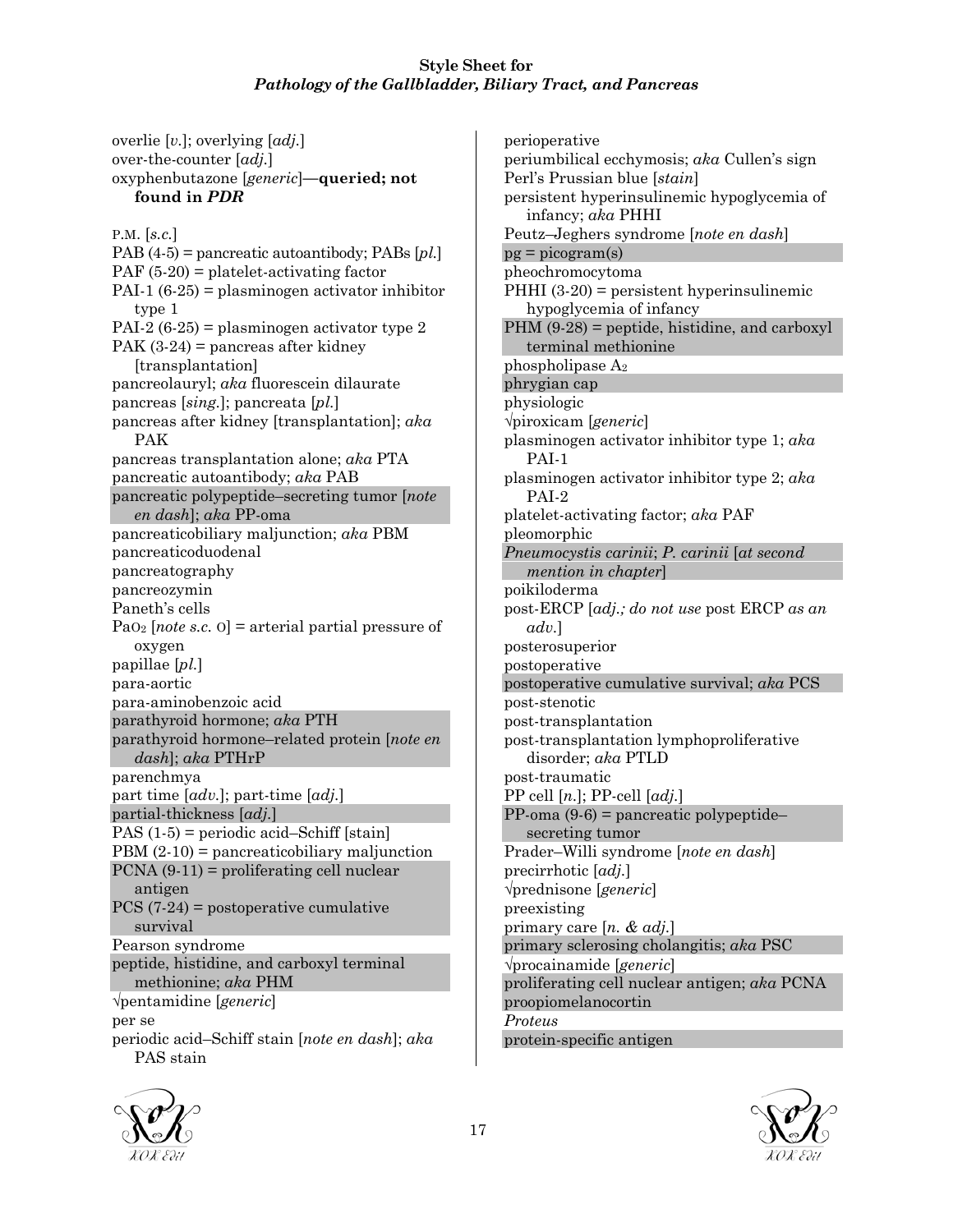overlie [*v.*]; overlying [*adj.*]
over-the-counter [*adj.*]
oxyphenbutazone [*generic*]—**queried; not found in *PDR***

P.M. [*s.c.*]
PAB (4-5) = pancreatic autoantibody; PABs [*pl.*]
PAF (5-20) = platelet-activating factor
PAI-1 (6-25) = plasminogen activator inhibitor type 1
PAI-2 (6-25) = plasminogen activator type 2
PAK (3-24) = pancreas after kidney [transplantation]
pancreolauryl; *aka* fluorescein dilaurate
pancreas [*sing.*]; pancreata [*pl.*]
pancreas after kidney [transplantation]; *aka* PAK
pancreas transplantation alone; *aka* PTA
pancreatic autoantibody; *aka* PAB
pancreatic polypeptide–secreting tumor [*note en dash*]; *aka* PP-oma
pancreaticobiliary maljunction; *aka* PBM
pancreaticoduodenal
pancreatography
pancreozymin
Paneth's cells
$Pa_{O_2}$ [*note s.c.* O] = arterial partial pressure of oxygen
papillae [*pl.*]
para-aortic
para-aminobenzoic acid
parathyroid hormone; *aka* PTH
parathyroid hormone–related protein [*note en dash*]; *aka* PTHrP
parenchmya
part time [*adv.*]; part-time [*adj.*]
partial-thickness [*adj.*]
PAS (1-5) = periodic acid–Schiff [stain]
PBM (2-10) = pancreaticobiliary maljunction
PCNA (9-11) = proliferating cell nuclear antigen
PCS (7-24) = postoperative cumulative survival
Pearson syndrome
peptide, histidine, and carboxyl terminal methionine; *aka* PHM
√pentamidine [*generic*]
per se
periodic acid–Schiff stain [*note en dash*]; *aka* PAS stain
perioperative
periumbilical ecchymosis; *aka* Cullen's sign
Perl's Prussian blue [*stain*]
persistent hyperinsulinemic hypoglycemia of infancy; *aka* PHHI
Peutz–Jeghers syndrome [*note en dash*]
pg = picogram(s)
pheochromocytoma
PHHI (3-20) = persistent hyperinsulinemic hypoglycemia of infancy
PHM (9-28) = peptide, histidine, and carboxyl terminal methionine
phospholipase $A_2$
phrygian cap
physiologic
√piroxicam [*generic*]
plasminogen activator inhibitor type 1; *aka* PAI-1
plasminogen activator inhibitor type 2; *aka* PAI-2
platelet-activating factor; *aka* PAF
pleomorphic
*Pneumocystis carinii*; *P. carinii* [*at second mention in chapter*]
poikiloderma
post-ERCP [*adj.; do not use* post ERCP *as an adv.*]
posterosuperior
postoperative
postoperative cumulative survival; *aka* PCS
post-stenotic
post-transplantation
post-transplantation lymphoproliferative disorder; *aka* PTLD
post-traumatic
PP cell [*n.*]; PP-cell [*adj.*]
PP-oma (9-6) = pancreatic polypeptide–secreting tumor
Prader–Willi syndrome [*note en dash*]
precirrhotic [*adj.*]
√prednisone [*generic*]
preexisting
primary care [*n. & adj.*]
primary sclerosing cholangitis; *aka* PSC
√procainamide [*generic*]
proliferating cell nuclear antigen; *aka* PCNA
proopiomelanocortin
*Proteus*
protein-specific antigen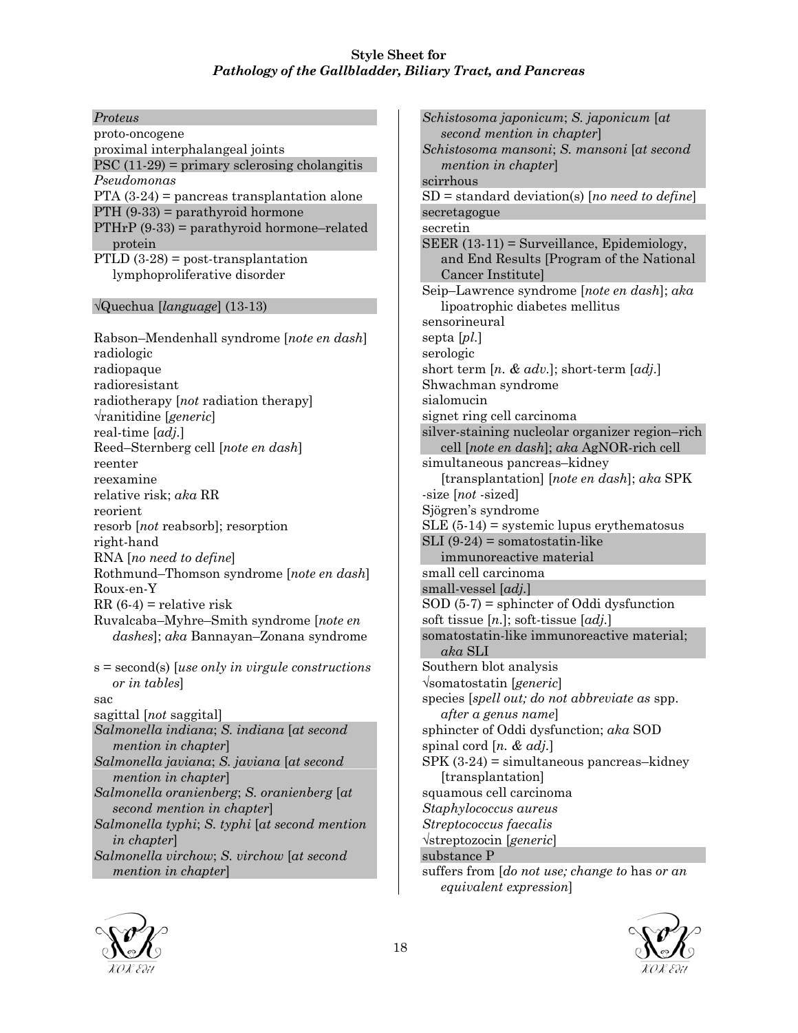**Style Sheet for**
***Pathology of the Gallbladder, Biliary Tract, and Pancreas***

*Proteus*
proto-oncogene
proximal interphalangeal joints
PSC (11-29) = primary sclerosing cholangitis
*Pseudomonas*
PTA (3-24) = pancreas transplantation alone
PTH (9-33) = parathyroid hormone
PTHrP (9-33) = parathyroid hormone–related protein
PTLD (3-28) = post-transplantation lymphoproliferative disorder

√Quechua [*language*] (13-13)

Rabson–Mendenhall syndrome [*note en dash*]
radiologic
radiopaque
radioresistant
radiotherapy [*not* radiation therapy]
√ranitidine [*generic*]
real-time [*adj.*]
Reed–Sternberg cell [*note en dash*]
reenter
reexamine
relative risk; *aka* RR
reorient
resorb [*not* reabsorb]; resorption
right-hand
RNA [*no need to define*]
Rothmund–Thomson syndrome [*note en dash*]
Roux-en-Y
RR (6-4) = relative risk
Ruvalcaba–Myhre–Smith syndrome [*note en dashes*]; *aka* Bannayan–Zonana syndrome

s = second(s) [*use only in virgule constructions or in tables*]
sac
sagittal [*not* saggital]
*Salmonella indiana*; *S. indiana* [*at second mention in chapter*]
*Salmonella javiana*; *S. javiana* [*at second mention in chapter*]
*Salmonella oranienberg*; *S. oranienberg* [*at second mention in chapter*]
*Salmonella typhi*; *S. typhi* [*at second mention in chapter*]
*Salmonella virchow*; *S. virchow* [*at second mention in chapter*]

*Schistosoma japonicum*; *S. japonicum* [*at second mention in chapter*]
*Schistosoma mansoni*; *S. mansoni* [*at second mention in chapter*]
scirrhous
SD = standard deviation(s) [*no need to define*]
secretagogue
secretin
SEER (13-11) = Surveillance, Epidemiology, and End Results [Program of the National Cancer Institute]
Seip–Lawrence syndrome [*note en dash*]; *aka* lipoatrophic diabetes mellitus
sensorineural
septa [*pl.*]
serologic
short term [*n. & adv.*]; short-term [*adj.*]
Shwachman syndrome
sialomucin
signet ring cell carcinoma
silver-staining nucleolar organizer region–rich cell [*note en dash*]; *aka* AgNOR-rich cell
simultaneous pancreas–kidney [transplantation] [*note en dash*]; *aka* SPK
-size [*not* -sized]
Sjögren's syndrome
SLE (5-14) = systemic lupus erythematosus
SLI (9-24) = somatostatin-like immunoreactive material
small cell carcinoma
small-vessel [*adj.*]
SOD (5-7) = sphincter of Oddi dysfunction
soft tissue [*n.*]; soft-tissue [*adj.*]
somatostatin-like immunoreactive material; *aka* SLI
Southern blot analysis
√somatostatin [*generic*]
species [*spell out; do not abbreviate as* spp. *after a genus name*]
sphincter of Oddi dysfunction; *aka* SOD
spinal cord [*n. & adj.*]
SPK (3-24) = simultaneous pancreas–kidney [transplantation]
squamous cell carcinoma
*Staphylococcus aureus*
*Streptococcus faecalis*
√streptozocin [*generic*]
substance P
suffers from [*do not use; change to* has *or an equivalent expression*]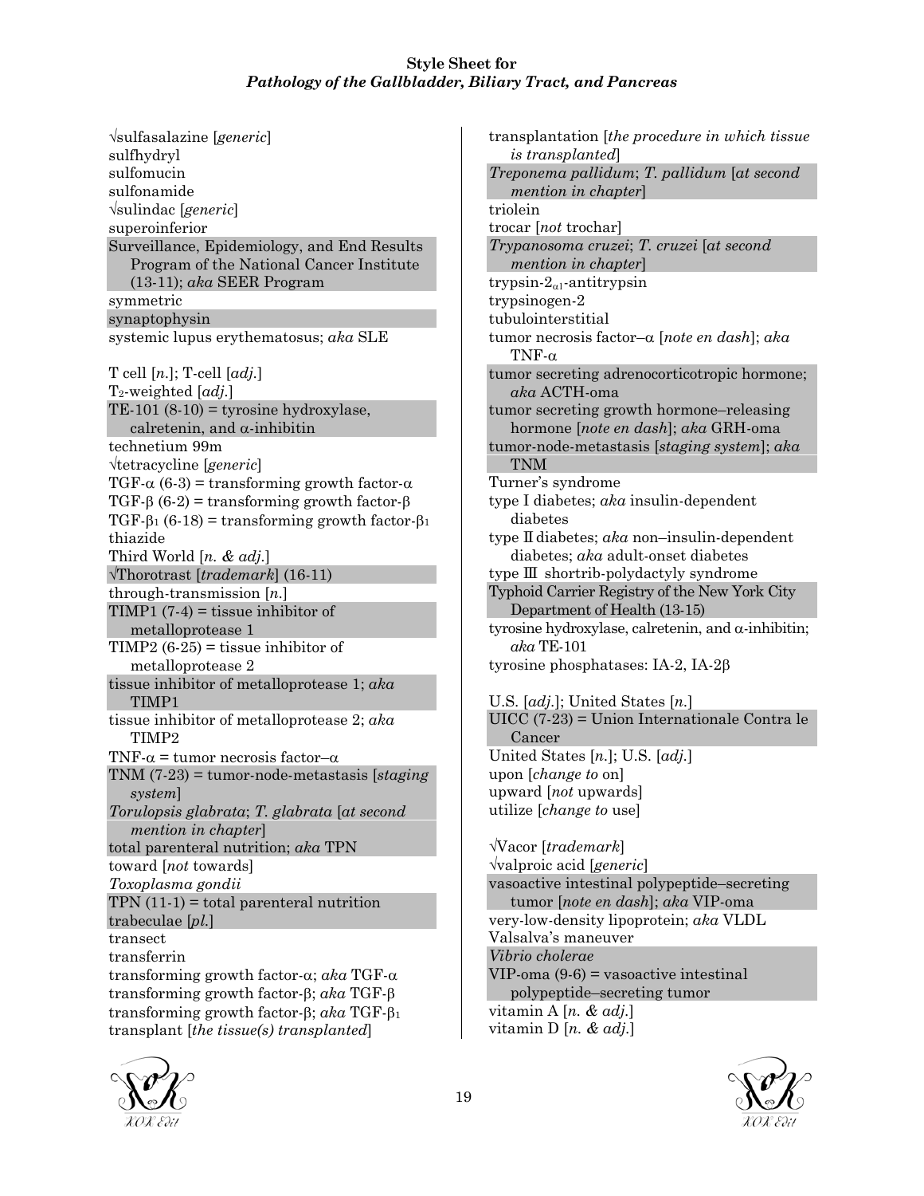√sulfasalazine [*generic*]
sulfhydryl
sulfomucin
sulfonamide
√sulindac [*generic*]
superoinferior
Surveillance, Epidemiology, and End Results Program of the National Cancer Institute (13-11); *aka* SEER Program
symmetric
synaptophysin
systemic lupus erythematosus; *aka* SLE

T cell [*n.*]; T-cell [*adj.*]
$T_2$-weighted [*adj.*]
TE-101 (8-10) = tyrosine hydroxylase, calretenin, and α-inhibitin
technetium 99m
√tetracycline [*generic*]
TGF-α (6-3) = transforming growth factor-α
TGF-β (6-2) = transforming growth factor-β
TGF-$\beta_1$ (6-18) = transforming growth factor-$\beta_1$
thiazide
Third World [*n. & adj.*]
√Thorotrast [*trademark*] (16-11)
through-transmission [*n.*]
TIMP1 (7-4) = tissue inhibitor of metalloprotease 1
TIMP2 (6-25) = tissue inhibitor of metalloprotease 2
tissue inhibitor of metalloprotease 1; *aka* TIMP1
tissue inhibitor of metalloprotease 2; *aka* TIMP2
TNF-α = tumor necrosis factor–α
TNM (7-23) = tumor-node-metastasis [*staging system*]
*Torulopsis glabrata*; *T. glabrata* [*at second mention in chapter*]
total parenteral nutrition; *aka* TPN
toward [*not* towards]
*Toxoplasma gondii*
TPN (11-1) = total parenteral nutrition
trabeculae [*pl.*]
transect
transferrin
transforming growth factor-α; *aka* TGF-α
transforming growth factor-β; *aka* TGF-β
transforming growth factor-β; *aka* TGF-$\beta_1$
transplant [*the tissue(s) transplanted*]
transplantation [*the procedure in which tissue is transplanted*]
*Treponema pallidum*; *T. pallidum* [*at second mention in chapter*]
triolein
trocar [*not* trochar]
*Trypanosoma cruzei*; *T. cruzei* [*at second mention in chapter*]
trypsin-$2_{\alpha 1}$-antitrypsin
trypsinogen-2
tubulointerstitial
tumor necrosis factor–α [*note en dash*]; *aka* TNF-α
tumor secreting adrenocorticotropic hormone; *aka* ACTH-oma
tumor secreting growth hormone–releasing hormone [*note en dash*]; *aka* GRH-oma
tumor-node-metastasis [*staging system*]; *aka* TNM
Turner's syndrome
type I diabetes; *aka* insulin-dependent diabetes
type II diabetes; *aka* non–insulin-dependent diabetes; *aka* adult-onset diabetes
type III shortrib-polydactyly syndrome
Typhoid Carrier Registry of the New York City Department of Health (13-15)
tyrosine hydroxylase, calretenin, and α-inhibitin; *aka* TE-101
tyrosine phosphatases: IA-2, IA-2β

U.S. [*adj.*]; United States [*n.*]
UICC (7-23) = Union Internationale Contra le Cancer
United States [*n.*]; U.S. [*adj.*]
upon [*change to* on]
upward [*not* upwards]
utilize [*change to* use]

√Vacor [*trademark*]
√valproic acid [*generic*]
vasoactive intestinal polypeptide–secreting tumor [*note en dash*]; *aka* VIP-oma
very-low-density lipoprotein; *aka* VLDL
Valsalva's maneuver
*Vibrio cholerae*
VIP-oma (9-6) = vasoactive intestinal polypeptide–secreting tumor
vitamin A [*n. & adj.*]
vitamin D [*n. & adj.*]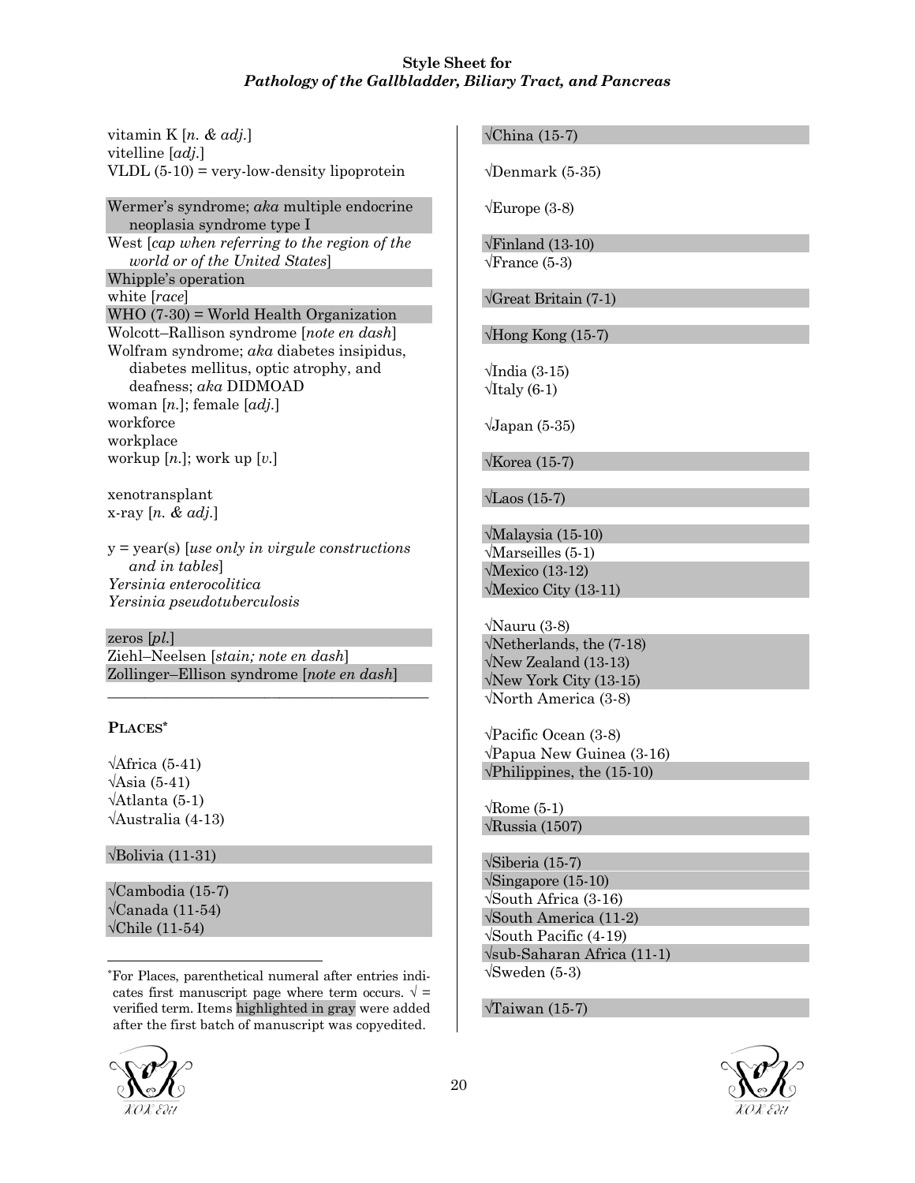vitamin K [*n. & adj.*]
vitelline [*adj.*]
VLDL (5-10) = very-low-density lipoprotein

Wermer's syndrome; *aka* multiple endocrine neoplasia syndrome type I
West [*cap when referring to the region of the world or of the United States*]
Whipple's operation
white [*race*]
WHO (7-30) = World Health Organization
Wolcott–Rallison syndrome [*note en dash*]
Wolfram syndrome; *aka* diabetes insipidus, diabetes mellitus, optic atrophy, and deafness; *aka* DIDMOAD
woman [*n.*]; female [*adj.*]
workforce
workplace
workup [*n.*]; work up [*v.*]

xenotransplant
x-ray [*n. & adj.*]

y = year(s) [*use only in virgule constructions and in tables*]
*Yersinia enterocolitica*
*Yersinia pseudotuberculosis*

zeros [*pl.*]
Ziehl–Neelsen [*stain; note en dash*]
Zollinger–Ellison syndrome [*note en dash*]

---

## PLACES*

√Africa (5-41)
√Asia (5-41)
√Atlanta (5-1)
√Australia (4-13)

√Bolivia (11-31)

√Cambodia (15-7)
√Canada (11-54)
√Chile (11-54)
√China (15-7)

√Denmark (5-35)

√Europe (3-8)

√Finland (13-10)
√France (5-3)

√Great Britain (7-1)

√Hong Kong (15-7)

√India (3-15)
√Italy (6-1)

√Japan (5-35)

√Korea (15-7)

√Laos (15-7)

√Malaysia (15-10)
√Marseilles (5-1)
√Mexico (13-12)
√Mexico City (13-11)

√Nauru (3-8)
√Netherlands, the (7-18)
√New Zealand (13-13)
√New York City (13-15)
√North America (3-8)

√Pacific Ocean (3-8)
√Papua New Guinea (3-16)
√Philippines, the (15-10)

√Rome (5-1)
√Russia (1507)

√Siberia (15-7)
√Singapore (15-10)
√South Africa (3-16)
√South America (11-2)
√South Pacific (4-19)
√sub-Saharan Africa (11-1)
√Sweden (5-3)

√Taiwan (15-7)

---

*For Places, parenthetical numeral after entries indicates first manuscript page where term occurs. √ = verified term. Items highlighted in gray were added after the first batch of manuscript was copyedited.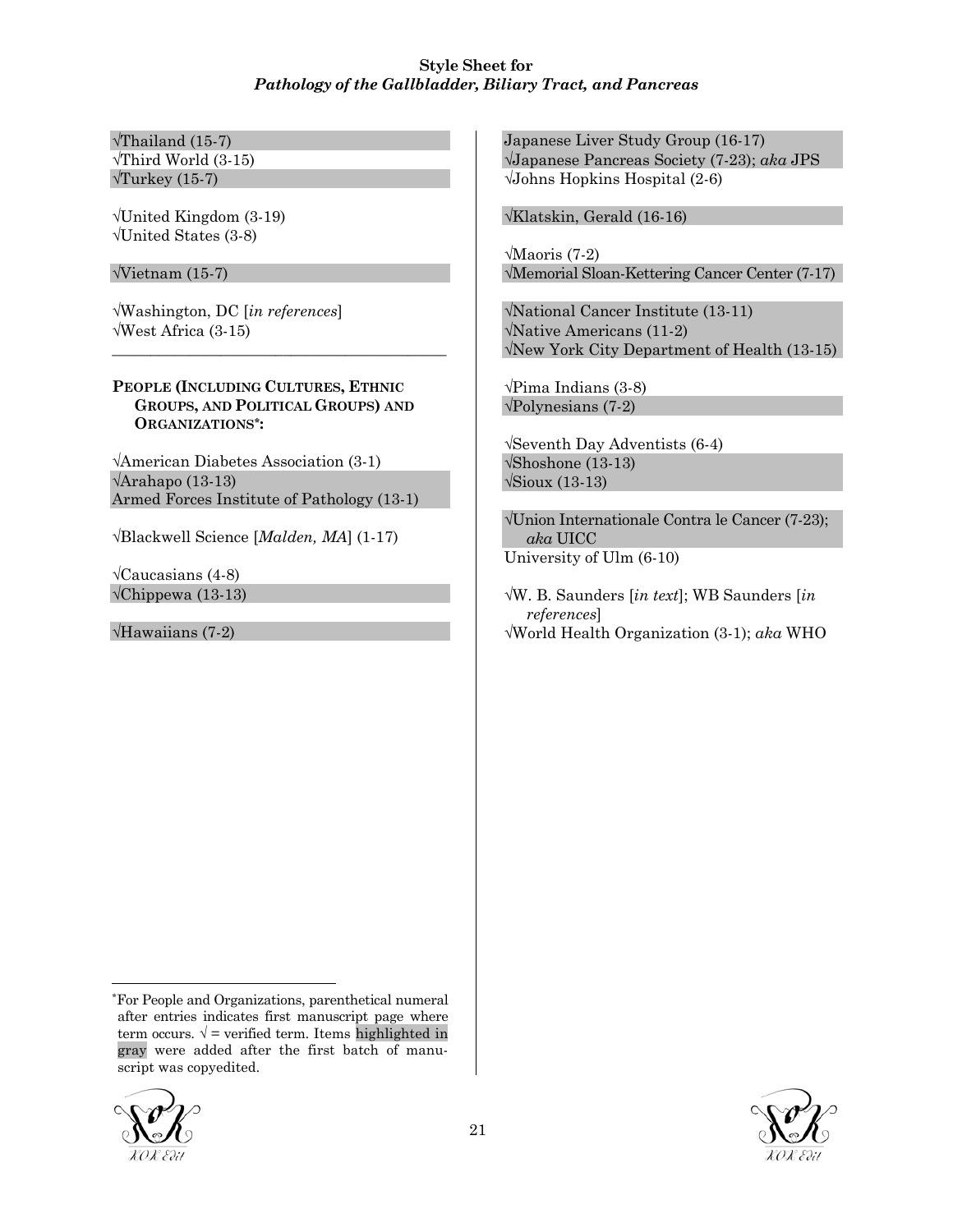√Thailand (15-7)
√Third World (3-15)
√Turkey (15-7)

√United Kingdom (3-19)
√United States (3-8)

√Vietnam (15-7)

√Washington, DC [*in references*]
√West Africa (3-15)

---

**PEOPLE (INCLUDING CULTURES, ETHNIC GROUPS, AND POLITICAL GROUPS) AND ORGANIZATIONS*:**

√American Diabetes Association (3-1)
√Arahapo (13-13)
Armed Forces Institute of Pathology (13-1)

√Blackwell Science [*Malden, MA*] (1-17)

√Caucasians (4-8)
√Chippewa (13-13)

√Hawaiians (7-2)

Japanese Liver Study Group (16-17)
√Japanese Pancreas Society (7-23); *aka* JPS
√Johns Hopkins Hospital (2-6)

√Klatskin, Gerald (16-16)

√Maoris (7-2)
√Memorial Sloan-Kettering Cancer Center (7-17)

√National Cancer Institute (13-11)
√Native Americans (11-2)
√New York City Department of Health (13-15)

√Pima Indians (3-8)
√Polynesians (7-2)

√Seventh Day Adventists (6-4)
√Shoshone (13-13)
√Sioux (13-13)

√Union Internationale Contra le Cancer (7-23); *aka* UICC
University of Ulm (6-10)

√W. B. Saunders [*in text*]; WB Saunders [*in references*]
√World Health Organization (3-1); *aka* WHO

---

*For People and Organizations, parenthetical numeral after entries indicates first manuscript page where term occurs. √ = verified term. Items highlighted in gray were added after the first batch of manuscript was copyedited.